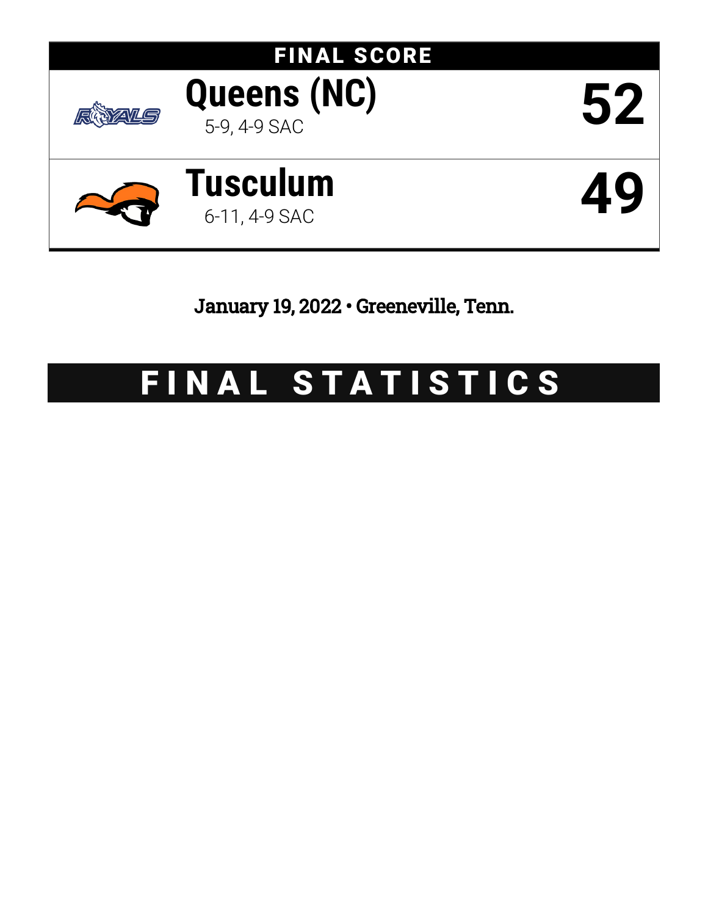## FINAL SCORE

| Team | Record | Score |
|---|---|---|
| Queens (NC) | 5-9, 4-9 SAC | 52 |
| Tusculum | 6-11, 4-9 SAC | 49 |

January 19, 2022 • Greeneville, Tenn.

# FINAL STATISTICS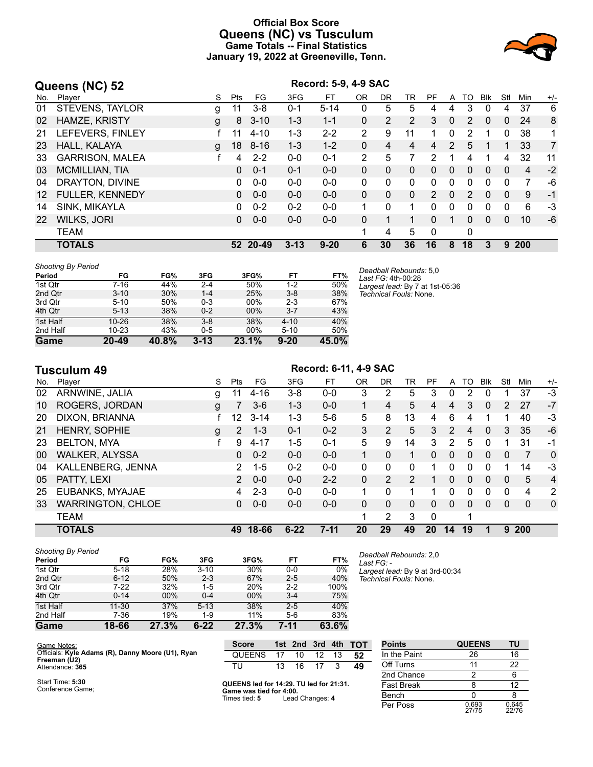# Official Box Score
## Queens (NC) vs Tusculum
### Game Totals -- Final Statistics
### January 19, 2022 at Greeneville, Tenn.

## Queens (NC) 52

**Record: 5-9, 4-9 SAC**

| No. | Player | S | Pts | FG | 3FG | FT | OR | DR | TR | PF | A | TO | Blk | Stl | Min | +/- |
|---|---|---|---|---|---|---|---|---|---|---|---|---|---|---|---|---|
| 01 | STEVENS, TAYLOR | g | 11 | 3-8 | 0-1 | 5-14 | 0 | 5 | 5 | 4 | 4 | 3 | 0 | 4 | 37 | 6 |
| 02 | HAMZE, KRISTY | g | 8 | 3-10 | 1-3 | 1-1 | 0 | 2 | 2 | 3 | 0 | 2 | 0 | 0 | 24 | 8 |
| 21 | LEFEVERS, FINLEY | f | 11 | 4-10 | 1-3 | 2-2 | 2 | 9 | 11 | 1 | 0 | 2 | 1 | 0 | 38 | 1 |
| 23 | HALL, KALAYA | g | 18 | 8-16 | 1-3 | 1-2 | 0 | 4 | 4 | 4 | 2 | 5 | 1 | 1 | 33 | 7 |
| 33 | GARRISON, MALEA | f | 4 | 2-2 | 0-0 | 0-1 | 2 | 5 | 7 | 2 | 1 | 4 | 1 | 4 | 32 | 11 |
| 03 | MCMILLIAN, TIA | | 0 | 0-1 | 0-1 | 0-0 | 0 | 0 | 0 | 0 | 0 | 0 | 0 | 0 | 4 | -2 |
| 04 | DRAYTON, DIVINE | | 0 | 0-0 | 0-0 | 0-0 | 0 | 0 | 0 | 0 | 0 | 0 | 0 | 0 | 7 | -6 |
| 12 | FULLER, KENNEDY | | 0 | 0-0 | 0-0 | 0-0 | 0 | 0 | 0 | 2 | 0 | 2 | 0 | 0 | 9 | -1 |
| 14 | SINK, MIKAYLA | | 0 | 0-2 | 0-2 | 0-0 | 1 | 0 | 1 | 0 | 0 | 0 | 0 | 0 | 6 | -3 |
| 22 | WILKS, JORI | | 0 | 0-0 | 0-0 | 0-0 | 0 | 1 | 1 | 0 | 1 | 0 | 0 | 0 | 10 | -6 |
| | TEAM | | | | | | 1 | 4 | 5 | 0 | | 0 | | | | |
| | **TOTALS** | | **52** | **20-49** | **3-13** | **9-20** | **6** | **30** | **36** | **16** | **8** | **18** | **3** | **9** | **200** | |

*Shooting By Period*

| Period | FG | FG% | 3FG | 3FG% | FT | FT% |
|---|---|---|---|---|---|---|
| 1st Qtr | 7-16 | 44% | 2-4 | 50% | 1-2 | 50% |
| 2nd Qtr | 3-10 | 30% | 1-4 | 25% | 3-8 | 38% |
| 3rd Qtr | 5-10 | 50% | 0-3 | 00% | 2-3 | 67% |
| 4th Qtr | 5-13 | 38% | 0-2 | 00% | 3-7 | 43% |
| 1st Half | 10-26 | 38% | 3-8 | 38% | 4-10 | 40% |
| 2nd Half | 10-23 | 43% | 0-5 | 00% | 5-10 | 50% |
| **Game** | **20-49** | **40.8%** | **3-13** | **23.1%** | **9-20** | **45.0%** |

*Deadball Rebounds:* 5,0
*Last FG:* 4th-00:28
*Largest lead:* By 7 at 1st-05:36
*Technical Fouls:* None.

## Tusculum 49

**Record: 6-11, 4-9 SAC**

| No. | Player | S | Pts | FG | 3FG | FT | OR | DR | TR | PF | A | TO | Blk | Stl | Min | +/- |
|---|---|---|---|---|---|---|---|---|---|---|---|---|---|---|---|---|
| 02 | ARNWINE, JALIA | g | 11 | 4-16 | 3-8 | 0-0 | 3 | 2 | 5 | 3 | 0 | 2 | 0 | 1 | 37 | -3 |
| 10 | ROGERS, JORDAN | g | 7 | 3-6 | 1-3 | 0-0 | 1 | 4 | 5 | 4 | 4 | 3 | 0 | 2 | 27 | -7 |
| 20 | DIXON, BRIANNA | f | 12 | 3-14 | 1-3 | 5-6 | 5 | 8 | 13 | 4 | 6 | 4 | 1 | 1 | 40 | -3 |
| 21 | HENRY, SOPHIE | g | 2 | 1-3 | 0-1 | 0-2 | 3 | 2 | 5 | 3 | 2 | 4 | 0 | 3 | 35 | -6 |
| 23 | BELTON, MYA | f | 9 | 4-17 | 1-5 | 0-1 | 5 | 9 | 14 | 3 | 2 | 5 | 0 | 1 | 31 | -1 |
| 00 | WALKER, ALYSSA | | 0 | 0-2 | 0-0 | 0-0 | 1 | 0 | 1 | 0 | 0 | 0 | 0 | 0 | 7 | 0 |
| 04 | KALLENBERG, JENNA | | 2 | 1-5 | 0-2 | 0-0 | 0 | 0 | 0 | 1 | 0 | 0 | 0 | 1 | 14 | -3 |
| 05 | PATTY, LEXI | | 2 | 0-0 | 0-0 | 2-2 | 0 | 2 | 2 | 1 | 0 | 0 | 0 | 0 | 5 | 4 |
| 25 | EUBANKS, MYAJAE | | 4 | 2-3 | 0-0 | 0-0 | 1 | 0 | 1 | 1 | 0 | 0 | 0 | 0 | 4 | 2 |
| 33 | WARRINGTON, CHLOE | | 0 | 0-0 | 0-0 | 0-0 | 0 | 0 | 0 | 0 | 0 | 0 | 0 | 0 | 0 | 0 |
| | TEAM | | | | | | 1 | 2 | 3 | 0 | | 1 | | | | |
| | **TOTALS** | | **49** | **18-66** | **6-22** | **7-11** | **20** | **29** | **49** | **20** | **14** | **19** | **1** | **9** | **200** | |

*Shooting By Period*

| Period | FG | FG% | 3FG | 3FG% | FT | FT% |
|---|---|---|---|---|---|---|
| 1st Qtr | 5-18 | 28% | 3-10 | 30% | 0-0 | 0% |
| 2nd Qtr | 6-12 | 50% | 2-3 | 67% | 2-5 | 40% |
| 3rd Qtr | 7-22 | 32% | 1-5 | 20% | 2-2 | 100% |
| 4th Qtr | 0-14 | 00% | 0-4 | 00% | 3-4 | 75% |
| 1st Half | 11-30 | 37% | 5-13 | 38% | 2-5 | 40% |
| 2nd Half | 7-36 | 19% | 1-9 | 11% | 5-6 | 83% |
| **Game** | **18-66** | **27.3%** | **6-22** | **27.3%** | **7-11** | **63.6%** |

*Deadball Rebounds:* 2,0
*Last FG:* -
*Largest lead:* By 9 at 3rd-00:34
*Technical Fouls:* None.

Game Notes:
Officials: **Kyle Adams (R), Danny Moore (U1), Ryan Freeman (U2)**
Attendance: **365**

Start Time: **5:30**
Conference Game;

| Score | 1st | 2nd | 3rd | 4th | TOT |
|---|---|---|---|---|---|
| QUEENS | 17 | 10 | 12 | 13 | **52** |
| TU | 13 | 16 | 17 | 3 | **49** |

**QUEENS led for 14:29. TU led for 21:31. Game was tied for 4:00.**
Times tied: **5** Lead Changes: **4**

| Points | QUEENS | TU |
|---|---|---|
| In the Paint | 26 | 16 |
| Off Turns | 11 | 22 |
| 2nd Chance | 2 | 6 |
| Fast Break | 8 | 12 |
| Bench | 0 | 8 |
| Per Poss | 0.693 27/75 | 0.645 22/76 |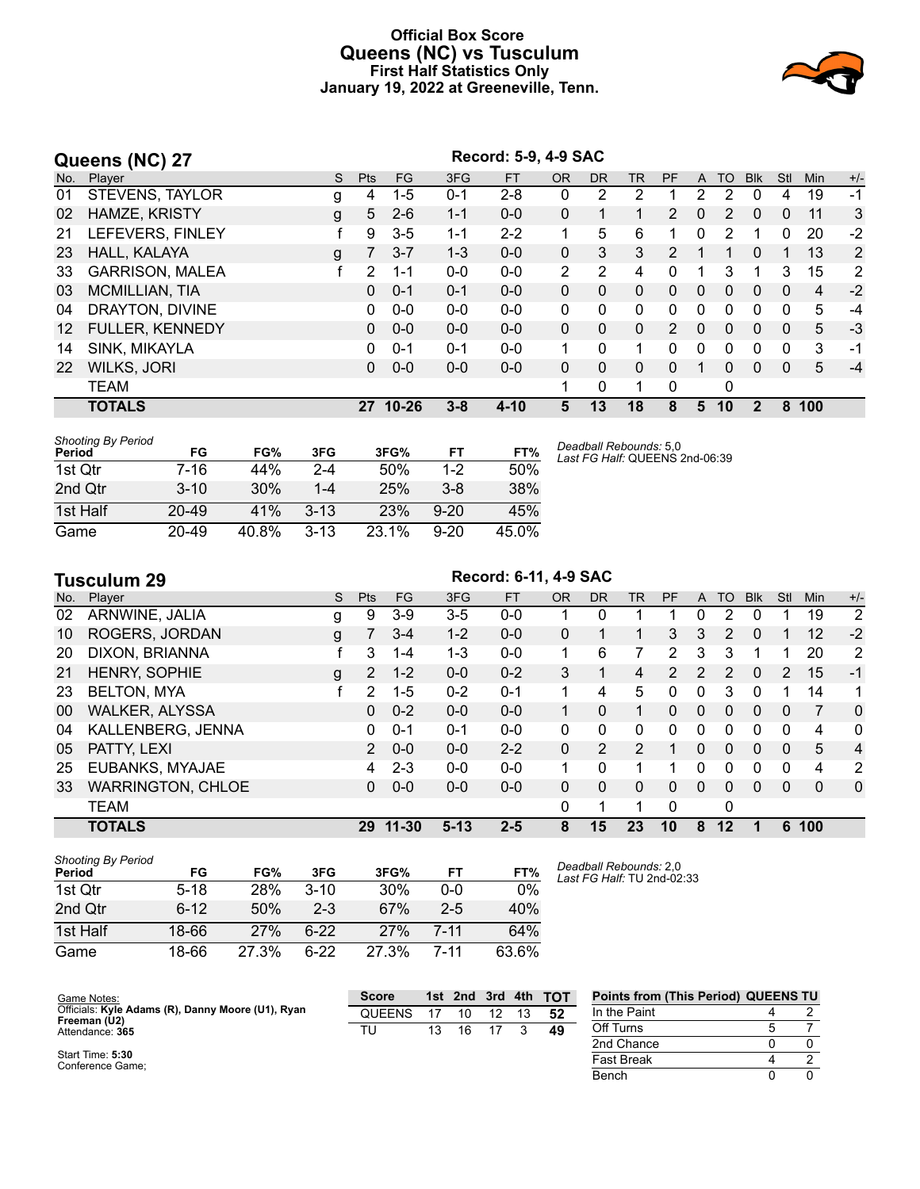# Official Box Score
## Queens (NC) vs Tusculum
### First Half Statistics Only
### January 19, 2022 at Greeneville, Tenn.

## Queens (NC) 27

**Record: 5-9, 4-9 SAC**

| No. | Player | S | Pts | FG | 3FG | FT | OR | DR | TR | PF | A | TO | Blk | Stl | Min | +/- |
|---|---|---|---|---|---|---|---|---|---|---|---|---|---|---|---|---|
| 01 | STEVENS, TAYLOR | g | 4 | 1-5 | 0-1 | 2-8 | 0 | 2 | 2 | 1 | 2 | 2 | 0 | 4 | 19 | -1 |
| 02 | HAMZE, KRISTY | g | 5 | 2-6 | 1-1 | 0-0 | 0 | 1 | 1 | 2 | 0 | 2 | 0 | 0 | 11 | 3 |
| 21 | LEFEVERS, FINLEY | f | 9 | 3-5 | 1-1 | 2-2 | 1 | 5 | 6 | 1 | 0 | 2 | 1 | 0 | 20 | -2 |
| 23 | HALL, KALAYA | g | 7 | 3-7 | 1-3 | 0-0 | 0 | 3 | 3 | 2 | 1 | 1 | 0 | 1 | 13 | 2 |
| 33 | GARRISON, MALEA | f | 2 | 1-1 | 0-0 | 0-0 | 2 | 2 | 4 | 0 | 1 | 3 | 1 | 3 | 15 | 2 |
| 03 | MCMILLIAN, TIA | | 0 | 0-1 | 0-1 | 0-0 | 0 | 0 | 0 | 0 | 0 | 0 | 0 | 0 | 4 | -2 |
| 04 | DRAYTON, DIVINE | | 0 | 0-0 | 0-0 | 0-0 | 0 | 0 | 0 | 0 | 0 | 0 | 0 | 0 | 5 | -4 |
| 12 | FULLER, KENNEDY | | 0 | 0-0 | 0-0 | 0-0 | 0 | 0 | 0 | 2 | 0 | 0 | 0 | 0 | 5 | -3 |
| 14 | SINK, MIKAYLA | | 0 | 0-1 | 0-1 | 0-0 | 1 | 0 | 1 | 0 | 0 | 0 | 0 | 0 | 3 | -1 |
| 22 | WILKS, JORI | | 0 | 0-0 | 0-0 | 0-0 | 0 | 0 | 0 | 0 | 1 | 0 | 0 | 0 | 5 | -4 |
| | TEAM | | | | | | 1 | 0 | 1 | 0 | | 0 | | | | |
| | **TOTALS** | | **27** | **10-26** | **3-8** | **4-10** | **5** | **13** | **18** | **8** | **5** | **10** | **2** | **8** | **100** | |

| Shooting By Period Period | FG | FG% | 3FG | 3FG% | FT | FT% |
|---|---|---|---|---|---|---|
| 1st Qtr | 7-16 | 44% | 2-4 | 50% | 1-2 | 50% |
| 2nd Qtr | 3-10 | 30% | 1-4 | 25% | 3-8 | 38% |
| 1st Half | 20-49 | 41% | 3-13 | 23% | 9-20 | 45% |
| Game | 20-49 | 40.8% | 3-13 | 23.1% | 9-20 | 45.0% |

*Deadball Rebounds:* 5,0
*Last FG Half:* QUEENS 2nd-06:39

## Tusculum 29

**Record: 6-11, 4-9 SAC**

| No. | Player | S | Pts | FG | 3FG | FT | OR | DR | TR | PF | A | TO | Blk | Stl | Min | +/- |
|---|---|---|---|---|---|---|---|---|---|---|---|---|---|---|---|---|
| 02 | ARNWINE, JALIA | g | 9 | 3-9 | 3-5 | 0-0 | 1 | 0 | 1 | 1 | 0 | 2 | 0 | 1 | 19 | 2 |
| 10 | ROGERS, JORDAN | g | 7 | 3-4 | 1-2 | 0-0 | 0 | 1 | 1 | 3 | 3 | 2 | 0 | 1 | 12 | -2 |
| 20 | DIXON, BRIANNA | f | 3 | 1-4 | 1-3 | 0-0 | 1 | 6 | 7 | 2 | 3 | 3 | 1 | 1 | 20 | 2 |
| 21 | HENRY, SOPHIE | g | 2 | 1-2 | 0-0 | 0-2 | 3 | 1 | 4 | 2 | 2 | 2 | 0 | 2 | 15 | -1 |
| 23 | BELTON, MYA | f | 2 | 1-5 | 0-2 | 0-1 | 1 | 4 | 5 | 0 | 0 | 3 | 0 | 1 | 14 | 1 |
| 00 | WALKER, ALYSSA | | 0 | 0-2 | 0-0 | 0-0 | 1 | 0 | 1 | 0 | 0 | 0 | 0 | 0 | 7 | 0 |
| 04 | KALLENBERG, JENNA | | 0 | 0-1 | 0-1 | 0-0 | 0 | 0 | 0 | 0 | 0 | 0 | 0 | 0 | 4 | 0 |
| 05 | PATTY, LEXI | | 2 | 0-0 | 0-0 | 2-2 | 0 | 2 | 2 | 1 | 0 | 0 | 0 | 0 | 5 | 4 |
| 25 | EUBANKS, MYAJAE | | 4 | 2-3 | 0-0 | 0-0 | 1 | 0 | 1 | 1 | 0 | 0 | 0 | 0 | 4 | 2 |
| 33 | WARRINGTON, CHLOE | | 0 | 0-0 | 0-0 | 0-0 | 0 | 0 | 0 | 0 | 0 | 0 | 0 | 0 | 0 | 0 |
| | TEAM | | | | | | 0 | 1 | 1 | 0 | | 0 | | | | |
| | **TOTALS** | | **29** | **11-30** | **5-13** | **2-5** | **8** | **15** | **23** | **10** | **8** | **12** | **1** | **6** | **100** | |

| Shooting By Period Period | FG | FG% | 3FG | 3FG% | FT | FT% |
|---|---|---|---|---|---|---|
| 1st Qtr | 5-18 | 28% | 3-10 | 30% | 0-0 | 0% |
| 2nd Qtr | 6-12 | 50% | 2-3 | 67% | 2-5 | 40% |
| 1st Half | 18-66 | 27% | 6-22 | 27% | 7-11 | 64% |
| Game | 18-66 | 27.3% | 6-22 | 27.3% | 7-11 | 63.6% |

*Deadball Rebounds:* 2,0
*Last FG Half:* TU 2nd-02:33

Game Notes:
Officials: **Kyle Adams (R), Danny Moore (U1), Ryan Freeman (U2)**
Attendance: **365**

Start Time: **5:30**
Conference Game;

| Score | 1st | 2nd | 3rd | 4th | TOT |
|---|---|---|---|---|---|
| QUEENS | 17 | 10 | 12 | 13 | **52** |
| TU | 13 | 16 | 17 | 3 | **49** |

| Points from (This Period) | QUEENS | TU |
|---|---|---|
| In the Paint | 4 | 2 |
| Off Turns | 5 | 7 |
| 2nd Chance | 0 | 0 |
| Fast Break | 4 | 2 |
| Bench | 0 | 0 |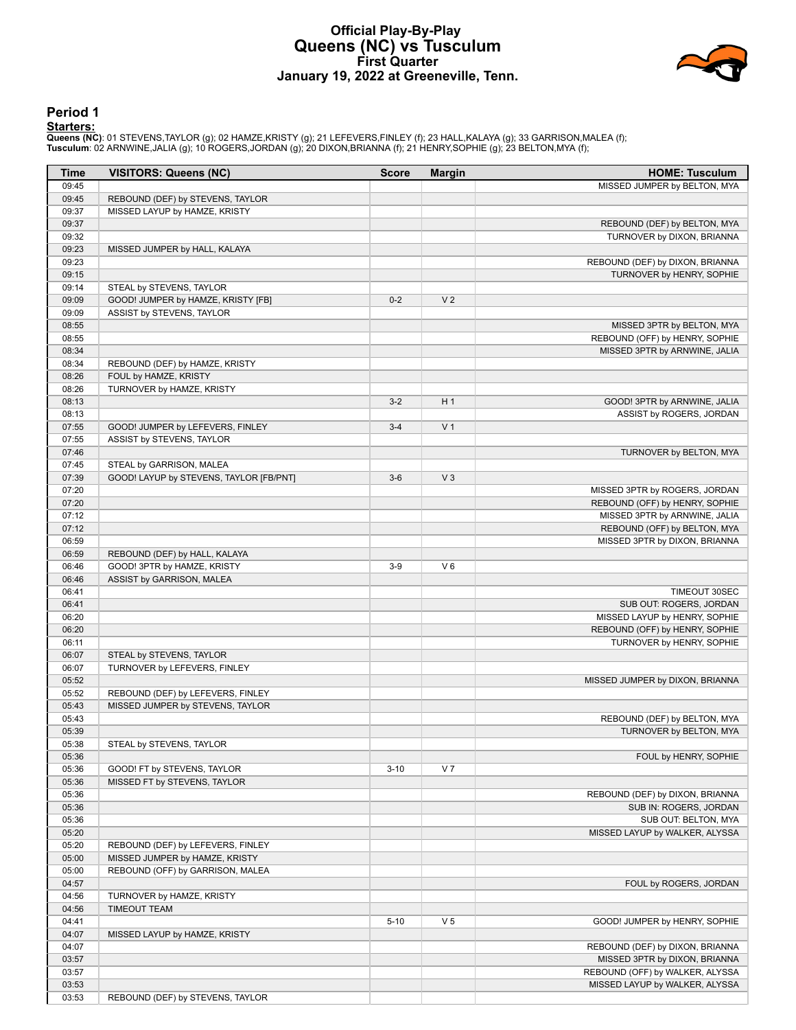# Official Play-By-Play
## Queens (NC) vs Tusculum
### First Quarter
### January 19, 2022 at Greeneville, Tenn.

## Period 1

**Starters:**

**Queens (NC)**: 01 STEVENS,TAYLOR (g); 02 HAMZE,KRISTY (g); 21 LEFEVERS,FINLEY (f); 23 HALL,KALAYA (g); 33 GARRISON,MALEA (f);
**Tusculum**: 02 ARNWINE,JALIA (g); 10 ROGERS,JORDAN (g); 20 DIXON,BRIANNA (f); 21 HENRY,SOPHIE (g); 23 BELTON,MYA (f);

| Time | VISITORS: Queens (NC) | Score | Margin | HOME: Tusculum |
|---|---|---|---|---|
| 09:45 | | | | MISSED JUMPER by BELTON, MYA |
| 09:45 | REBOUND (DEF) by STEVENS, TAYLOR | | | |
| 09:37 | MISSED LAYUP by HAMZE, KRISTY | | | |
| 09:37 | | | | REBOUND (DEF) by BELTON, MYA |
| 09:32 | | | | TURNOVER by DIXON, BRIANNA |
| 09:23 | MISSED JUMPER by HALL, KALAYA | | | |
| 09:23 | | | | REBOUND (DEF) by DIXON, BRIANNA |
| 09:15 | | | | TURNOVER by HENRY, SOPHIE |
| 09:14 | STEAL by STEVENS, TAYLOR | | | |
| 09:09 | GOOD! JUMPER by HAMZE, KRISTY [FB] | 0-2 | V 2 | |
| 09:09 | ASSIST by STEVENS, TAYLOR | | | |
| 08:55 | | | | MISSED 3PTR by BELTON, MYA |
| 08:55 | | | | REBOUND (OFF) by HENRY, SOPHIE |
| 08:34 | | | | MISSED 3PTR by ARNWINE, JALIA |
| 08:34 | REBOUND (DEF) by HAMZE, KRISTY | | | |
| 08:26 | FOUL by HAMZE, KRISTY | | | |
| 08:26 | TURNOVER by HAMZE, KRISTY | | | |
| 08:13 | | 3-2 | H 1 | GOOD! 3PTR by ARNWINE, JALIA |
| 08:13 | | | | ASSIST by ROGERS, JORDAN |
| 07:55 | GOOD! JUMPER by LEFEVERS, FINLEY | 3-4 | V 1 | |
| 07:55 | ASSIST by STEVENS, TAYLOR | | | |
| 07:46 | | | | TURNOVER by BELTON, MYA |
| 07:45 | STEAL by GARRISON, MALEA | | | |
| 07:39 | GOOD! LAYUP by STEVENS, TAYLOR [FB/PNT] | 3-6 | V 3 | |
| 07:20 | | | | MISSED 3PTR by ROGERS, JORDAN |
| 07:20 | | | | REBOUND (OFF) by HENRY, SOPHIE |
| 07:12 | | | | MISSED 3PTR by ARNWINE, JALIA |
| 07:12 | | | | REBOUND (OFF) by BELTON, MYA |
| 06:59 | | | | MISSED 3PTR by DIXON, BRIANNA |
| 06:59 | REBOUND (DEF) by HALL, KALAYA | | | |
| 06:46 | GOOD! 3PTR by HAMZE, KRISTY | 3-9 | V 6 | |
| 06:46 | ASSIST by GARRISON, MALEA | | | |
| 06:41 | | | | TIMEOUT 30SEC |
| 06:41 | | | | SUB OUT: ROGERS, JORDAN |
| 06:20 | | | | MISSED LAYUP by HENRY, SOPHIE |
| 06:20 | | | | REBOUND (OFF) by HENRY, SOPHIE |
| 06:11 | | | | TURNOVER by HENRY, SOPHIE |
| 06:07 | STEAL by STEVENS, TAYLOR | | | |
| 06:07 | TURNOVER by LEFEVERS, FINLEY | | | |
| 05:52 | | | | MISSED JUMPER by DIXON, BRIANNA |
| 05:52 | REBOUND (DEF) by LEFEVERS, FINLEY | | | |
| 05:43 | MISSED JUMPER by STEVENS, TAYLOR | | | |
| 05:43 | | | | REBOUND (DEF) by BELTON, MYA |
| 05:39 | | | | TURNOVER by BELTON, MYA |
| 05:38 | STEAL by STEVENS, TAYLOR | | | |
| 05:36 | | | | FOUL by HENRY, SOPHIE |
| 05:36 | GOOD! FT by STEVENS, TAYLOR | 3-10 | V 7 | |
| 05:36 | MISSED FT by STEVENS, TAYLOR | | | |
| 05:36 | | | | REBOUND (DEF) by DIXON, BRIANNA |
| 05:36 | | | | SUB IN: ROGERS, JORDAN |
| 05:36 | | | | SUB OUT: BELTON, MYA |
| 05:20 | | | | MISSED LAYUP by WALKER, ALYSSA |
| 05:20 | REBOUND (DEF) by LEFEVERS, FINLEY | | | |
| 05:00 | MISSED JUMPER by HAMZE, KRISTY | | | |
| 05:00 | REBOUND (OFF) by GARRISON, MALEA | | | |
| 04:57 | | | | FOUL by ROGERS, JORDAN |
| 04:56 | TURNOVER by HAMZE, KRISTY | | | |
| 04:56 | TIMEOUT TEAM | | | |
| 04:41 | | 5-10 | V 5 | GOOD! JUMPER by HENRY, SOPHIE |
| 04:07 | MISSED LAYUP by HAMZE, KRISTY | | | |
| 04:07 | | | | REBOUND (DEF) by DIXON, BRIANNA |
| 03:57 | | | | MISSED 3PTR by DIXON, BRIANNA |
| 03:57 | | | | REBOUND (OFF) by WALKER, ALYSSA |
| 03:53 | | | | MISSED LAYUP by WALKER, ALYSSA |
| 03:53 | REBOUND (DEF) by STEVENS, TAYLOR | | | |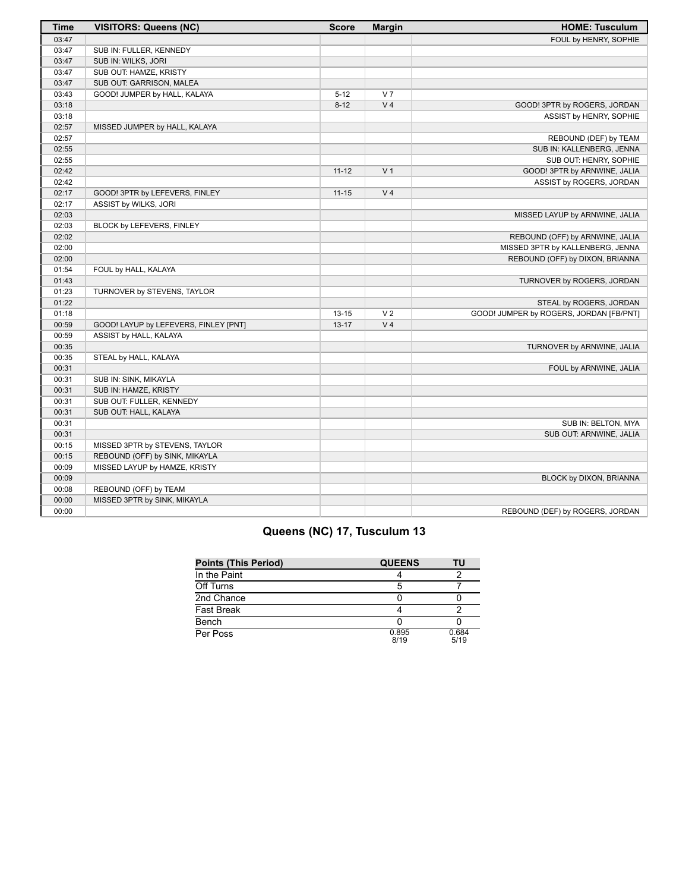| Time | VISITORS: Queens (NC) | Score | Margin | HOME: Tusculum |
|---|---|---|---|---|
| 03:47 | | | | FOUL by HENRY, SOPHIE |
| 03:47 | SUB IN: FULLER, KENNEDY | | | |
| 03:47 | SUB IN: WILKS, JORI | | | |
| 03:47 | SUB OUT: HAMZE, KRISTY | | | |
| 03:47 | SUB OUT: GARRISON, MALEA | | | |
| 03:43 | GOOD! JUMPER by HALL, KALAYA | 5-12 | V 7 | |
| 03:18 | | 8-12 | V 4 | GOOD! 3PTR by ROGERS, JORDAN |
| 03:18 | | | | ASSIST by HENRY, SOPHIE |
| 02:57 | MISSED JUMPER by HALL, KALAYA | | | |
| 02:57 | | | | REBOUND (DEF) by TEAM |
| 02:55 | | | | SUB IN: KALLENBERG, JENNA |
| 02:55 | | | | SUB OUT: HENRY, SOPHIE |
| 02:42 | | 11-12 | V 1 | GOOD! 3PTR by ARNWINE, JALIA |
| 02:42 | | | | ASSIST by ROGERS, JORDAN |
| 02:17 | GOOD! 3PTR by LEFEVERS, FINLEY | 11-15 | V 4 | |
| 02:17 | ASSIST by WILKS, JORI | | | |
| 02:03 | | | | MISSED LAYUP by ARNWINE, JALIA |
| 02:03 | BLOCK by LEFEVERS, FINLEY | | | |
| 02:02 | | | | REBOUND (OFF) by ARNWINE, JALIA |
| 02:00 | | | | MISSED 3PTR by KALLENBERG, JENNA |
| 02:00 | | | | REBOUND (OFF) by DIXON, BRIANNA |
| 01:54 | FOUL by HALL, KALAYA | | | |
| 01:43 | | | | TURNOVER by ROGERS, JORDAN |
| 01:23 | TURNOVER by STEVENS, TAYLOR | | | |
| 01:22 | | | | STEAL by ROGERS, JORDAN |
| 01:18 | | 13-15 | V 2 | GOOD! JUMPER by ROGERS, JORDAN [FB/PNT] |
| 00:59 | GOOD! LAYUP by LEFEVERS, FINLEY [PNT] | 13-17 | V 4 | |
| 00:59 | ASSIST by HALL, KALAYA | | | |
| 00:35 | | | | TURNOVER by ARNWINE, JALIA |
| 00:35 | STEAL by HALL, KALAYA | | | |
| 00:31 | | | | FOUL by ARNWINE, JALIA |
| 00:31 | SUB IN: SINK, MIKAYLA | | | |
| 00:31 | SUB IN: HAMZE, KRISTY | | | |
| 00:31 | SUB OUT: FULLER, KENNEDY | | | |
| 00:31 | SUB OUT: HALL, KALAYA | | | |
| 00:31 | | | | SUB IN: BELTON, MYA |
| 00:31 | | | | SUB OUT: ARNWINE, JALIA |
| 00:15 | MISSED 3PTR by STEVENS, TAYLOR | | | |
| 00:15 | REBOUND (OFF) by SINK, MIKAYLA | | | |
| 00:09 | MISSED LAYUP by HAMZE, KRISTY | | | |
| 00:09 | | | | BLOCK by DIXON, BRIANNA |
| 00:08 | REBOUND (OFF) by TEAM | | | |
| 00:00 | MISSED 3PTR by SINK, MIKAYLA | | | |
| 00:00 | | | | REBOUND (DEF) by ROGERS, JORDAN |

## Queens (NC) 17, Tusculum 13

| Points (This Period) | QUEENS | TU |
|---|---|---|
| In the Paint | 4 | 2 |
| Off Turns | 5 | 7 |
| 2nd Chance | 0 | 0 |
| Fast Break | 4 | 2 |
| Bench | 0 | 0 |
| Per Poss | 0.895 8/19 | 0.684 5/19 |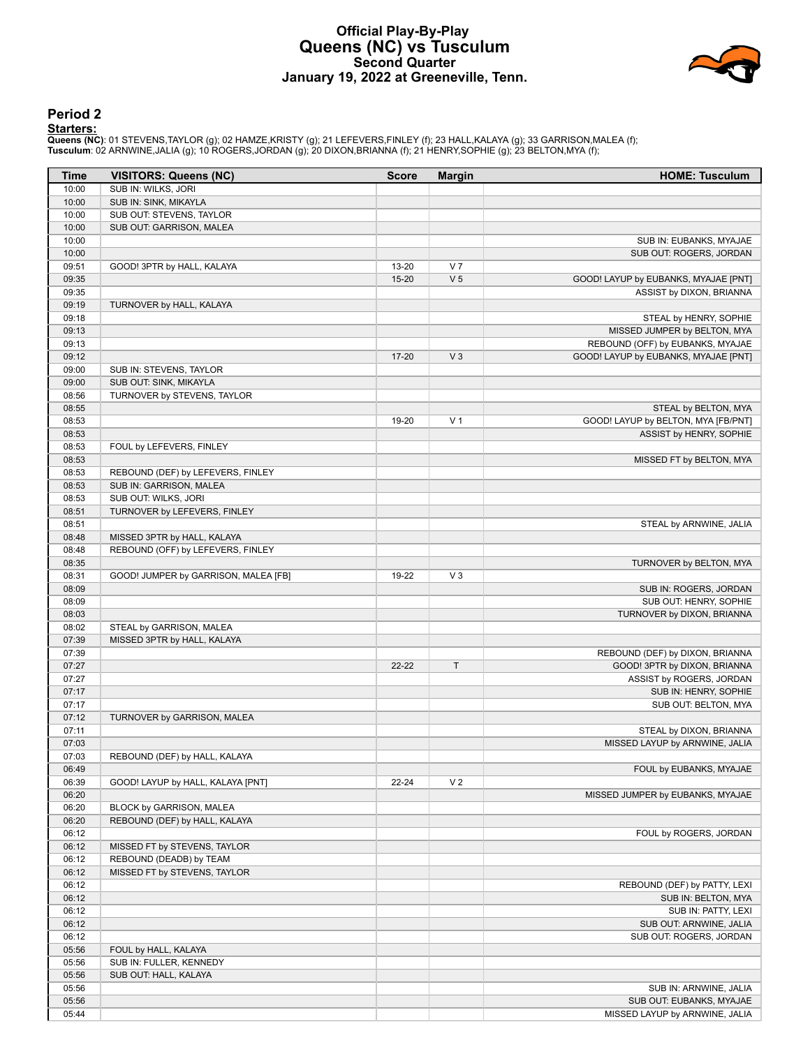# Official Play-By-Play
## Queens (NC) vs Tusculum
### Second Quarter
### January 19, 2022 at Greeneville, Tenn.

## Period 2

**Starters:**

**Queens (NC)**: 01 STEVENS,TAYLOR (g); 02 HAMZE,KRISTY (g); 21 LEFEVERS,FINLEY (f); 23 HALL,KALAYA (g); 33 GARRISON,MALEA (f);
**Tusculum**: 02 ARNWINE,JALIA (g); 10 ROGERS,JORDAN (g); 20 DIXON,BRIANNA (f); 21 HENRY,SOPHIE (g); 23 BELTON,MYA (f);

| Time | VISITORS: Queens (NC) | Score | Margin | HOME: Tusculum |
|---|---|---|---|---|
| 10:00 | SUB IN: WILKS, JORI | | | |
| 10:00 | SUB IN: SINK, MIKAYLA | | | |
| 10:00 | SUB OUT: STEVENS, TAYLOR | | | |
| 10:00 | SUB OUT: GARRISON, MALEA | | | |
| 10:00 | | | | SUB IN: EUBANKS, MYAJAE |
| 10:00 | | | | SUB OUT: ROGERS, JORDAN |
| 09:51 | GOOD! 3PTR by HALL, KALAYA | 13-20 | V 7 | |
| 09:35 | | 15-20 | V 5 | GOOD! LAYUP by EUBANKS, MYAJAE [PNT] |
| 09:35 | | | | ASSIST by DIXON, BRIANNA |
| 09:19 | TURNOVER by HALL, KALAYA | | | |
| 09:18 | | | | STEAL by HENRY, SOPHIE |
| 09:13 | | | | MISSED JUMPER by BELTON, MYA |
| 09:13 | | | | REBOUND (OFF) by EUBANKS, MYAJAE |
| 09:12 | | 17-20 | V 3 | GOOD! LAYUP by EUBANKS, MYAJAE [PNT] |
| 09:00 | SUB IN: STEVENS, TAYLOR | | | |
| 09:00 | SUB OUT: SINK, MIKAYLA | | | |
| 08:56 | TURNOVER by STEVENS, TAYLOR | | | |
| 08:55 | | | | STEAL by BELTON, MYA |
| 08:53 | | 19-20 | V 1 | GOOD! LAYUP by BELTON, MYA [FB/PNT] |
| 08:53 | | | | ASSIST by HENRY, SOPHIE |
| 08:53 | FOUL by LEFEVERS, FINLEY | | | |
| 08:53 | | | | MISSED FT by BELTON, MYA |
| 08:53 | REBOUND (DEF) by LEFEVERS, FINLEY | | | |
| 08:53 | SUB IN: GARRISON, MALEA | | | |
| 08:53 | SUB OUT: WILKS, JORI | | | |
| 08:51 | TURNOVER by LEFEVERS, FINLEY | | | |
| 08:51 | | | | STEAL by ARNWINE, JALIA |
| 08:48 | MISSED 3PTR by HALL, KALAYA | | | |
| 08:48 | REBOUND (OFF) by LEFEVERS, FINLEY | | | |
| 08:35 | | | | TURNOVER by BELTON, MYA |
| 08:31 | GOOD! JUMPER by GARRISON, MALEA [FB] | 19-22 | V 3 | |
| 08:09 | | | | SUB IN: ROGERS, JORDAN |
| 08:09 | | | | SUB OUT: HENRY, SOPHIE |
| 08:03 | | | | TURNOVER by DIXON, BRIANNA |
| 08:02 | STEAL by GARRISON, MALEA | | | |
| 07:39 | MISSED 3PTR by HALL, KALAYA | | | |
| 07:39 | | | | REBOUND (DEF) by DIXON, BRIANNA |
| 07:27 | | 22-22 | T | GOOD! 3PTR by DIXON, BRIANNA |
| 07:27 | | | | ASSIST by ROGERS, JORDAN |
| 07:17 | | | | SUB IN: HENRY, SOPHIE |
| 07:17 | | | | SUB OUT: BELTON, MYA |
| 07:12 | TURNOVER by GARRISON, MALEA | | | |
| 07:11 | | | | STEAL by DIXON, BRIANNA |
| 07:03 | | | | MISSED LAYUP by ARNWINE, JALIA |
| 07:03 | REBOUND (DEF) by HALL, KALAYA | | | |
| 06:49 | | | | FOUL by EUBANKS, MYAJAE |
| 06:39 | GOOD! LAYUP by HALL, KALAYA [PNT] | 22-24 | V 2 | |
| 06:20 | | | | MISSED JUMPER by EUBANKS, MYAJAE |
| 06:20 | BLOCK by GARRISON, MALEA | | | |
| 06:20 | REBOUND (DEF) by HALL, KALAYA | | | |
| 06:12 | | | | FOUL by ROGERS, JORDAN |
| 06:12 | MISSED FT by STEVENS, TAYLOR | | | |
| 06:12 | REBOUND (DEADB) by TEAM | | | |
| 06:12 | MISSED FT by STEVENS, TAYLOR | | | |
| 06:12 | | | | REBOUND (DEF) by PATTY, LEXI |
| 06:12 | | | | SUB IN: BELTON, MYA |
| 06:12 | | | | SUB IN: PATTY, LEXI |
| 06:12 | | | | SUB OUT: ARNWINE, JALIA |
| 06:12 | | | | SUB OUT: ROGERS, JORDAN |
| 05:56 | FOUL by HALL, KALAYA | | | |
| 05:56 | SUB IN: FULLER, KENNEDY | | | |
| 05:56 | SUB OUT: HALL, KALAYA | | | |
| 05:56 | | | | SUB IN: ARNWINE, JALIA |
| 05:56 | | | | SUB OUT: EUBANKS, MYAJAE |
| 05:44 | | | | MISSED LAYUP by ARNWINE, JALIA |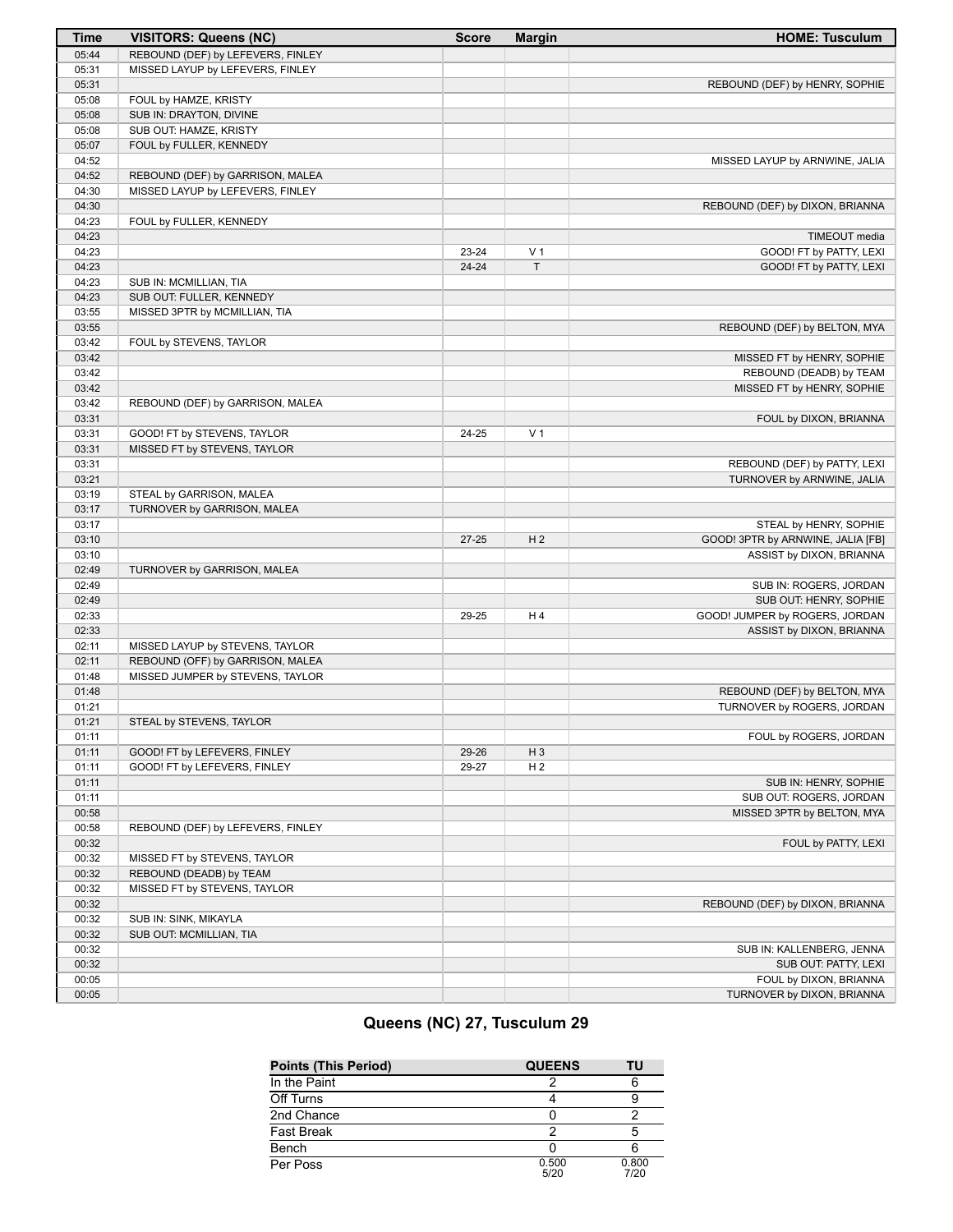| Time | VISITORS: Queens (NC) | Score | Margin | HOME: Tusculum |
|---|---|---|---|---|
| 05:44 | REBOUND (DEF) by LEFEVERS, FINLEY | | | |
| 05:31 | MISSED LAYUP by LEFEVERS, FINLEY | | | |
| 05:31 | | | | REBOUND (DEF) by HENRY, SOPHIE |
| 05:08 | FOUL by HAMZE, KRISTY | | | |
| 05:08 | SUB IN: DRAYTON, DIVINE | | | |
| 05:08 | SUB OUT: HAMZE, KRISTY | | | |
| 05:07 | FOUL by FULLER, KENNEDY | | | |
| 04:52 | | | | MISSED LAYUP by ARNWINE, JALIA |
| 04:52 | REBOUND (DEF) by GARRISON, MALEA | | | |
| 04:30 | MISSED LAYUP by LEFEVERS, FINLEY | | | |
| 04:30 | | | | REBOUND (DEF) by DIXON, BRIANNA |
| 04:23 | FOUL by FULLER, KENNEDY | | | |
| 04:23 | | | | TIMEOUT media |
| 04:23 | | 23-24 | V 1 | GOOD! FT by PATTY, LEXI |
| 04:23 | | 24-24 | T | GOOD! FT by PATTY, LEXI |
| 04:23 | SUB IN: MCMILLIAN, TIA | | | |
| 04:23 | SUB OUT: FULLER, KENNEDY | | | |
| 03:55 | MISSED 3PTR by MCMILLIAN, TIA | | | |
| 03:55 | | | | REBOUND (DEF) by BELTON, MYA |
| 03:42 | FOUL by STEVENS, TAYLOR | | | |
| 03:42 | | | | MISSED FT by HENRY, SOPHIE |
| 03:42 | | | | REBOUND (DEADB) by TEAM |
| 03:42 | | | | MISSED FT by HENRY, SOPHIE |
| 03:42 | REBOUND (DEF) by GARRISON, MALEA | | | |
| 03:31 | | | | FOUL by DIXON, BRIANNA |
| 03:31 | GOOD! FT by STEVENS, TAYLOR | 24-25 | V 1 | |
| 03:31 | MISSED FT by STEVENS, TAYLOR | | | |
| 03:31 | | | | REBOUND (DEF) by PATTY, LEXI |
| 03:21 | | | | TURNOVER by ARNWINE, JALIA |
| 03:19 | STEAL by GARRISON, MALEA | | | |
| 03:17 | TURNOVER by GARRISON, MALEA | | | |
| 03:17 | | | | STEAL by HENRY, SOPHIE |
| 03:10 | | 27-25 | H 2 | GOOD! 3PTR by ARNWINE, JALIA [FB] |
| 03:10 | | | | ASSIST by DIXON, BRIANNA |
| 02:49 | TURNOVER by GARRISON, MALEA | | | |
| 02:49 | | | | SUB IN: ROGERS, JORDAN |
| 02:49 | | | | SUB OUT: HENRY, SOPHIE |
| 02:33 | | 29-25 | H 4 | GOOD! JUMPER by ROGERS, JORDAN |
| 02:33 | | | | ASSIST by DIXON, BRIANNA |
| 02:11 | MISSED LAYUP by STEVENS, TAYLOR | | | |
| 02:11 | REBOUND (OFF) by GARRISON, MALEA | | | |
| 01:48 | MISSED JUMPER by STEVENS, TAYLOR | | | |
| 01:48 | | | | REBOUND (DEF) by BELTON, MYA |
| 01:21 | | | | TURNOVER by ROGERS, JORDAN |
| 01:21 | STEAL by STEVENS, TAYLOR | | | |
| 01:11 | | | | FOUL by ROGERS, JORDAN |
| 01:11 | GOOD! FT by LEFEVERS, FINLEY | 29-26 | H 3 | |
| 01:11 | GOOD! FT by LEFEVERS, FINLEY | 29-27 | H 2 | |
| 01:11 | | | | SUB IN: HENRY, SOPHIE |
| 01:11 | | | | SUB OUT: ROGERS, JORDAN |
| 00:58 | | | | MISSED 3PTR by BELTON, MYA |
| 00:58 | REBOUND (DEF) by LEFEVERS, FINLEY | | | |
| 00:32 | | | | FOUL by PATTY, LEXI |
| 00:32 | MISSED FT by STEVENS, TAYLOR | | | |
| 00:32 | REBOUND (DEADB) by TEAM | | | |
| 00:32 | MISSED FT by STEVENS, TAYLOR | | | |
| 00:32 | | | | REBOUND (DEF) by DIXON, BRIANNA |
| 00:32 | SUB IN: SINK, MIKAYLA | | | |
| 00:32 | SUB OUT: MCMILLIAN, TIA | | | |
| 00:32 | | | | SUB IN: KALLENBERG, JENNA |
| 00:32 | | | | SUB OUT: PATTY, LEXI |
| 00:05 | | | | FOUL by DIXON, BRIANNA |
| 00:05 | | | | TURNOVER by DIXON, BRIANNA |

## Queens (NC) 27, Tusculum 29

| Points (This Period) | QUEENS | TU |
|---|---|---|
| In the Paint | 2 | 6 |
| Off Turns | 4 | 9 |
| 2nd Chance | 0 | 2 |
| Fast Break | 2 | 5 |
| Bench | 0 | 6 |
| Per Poss | 0.500 5/20 | 0.800 7/20 |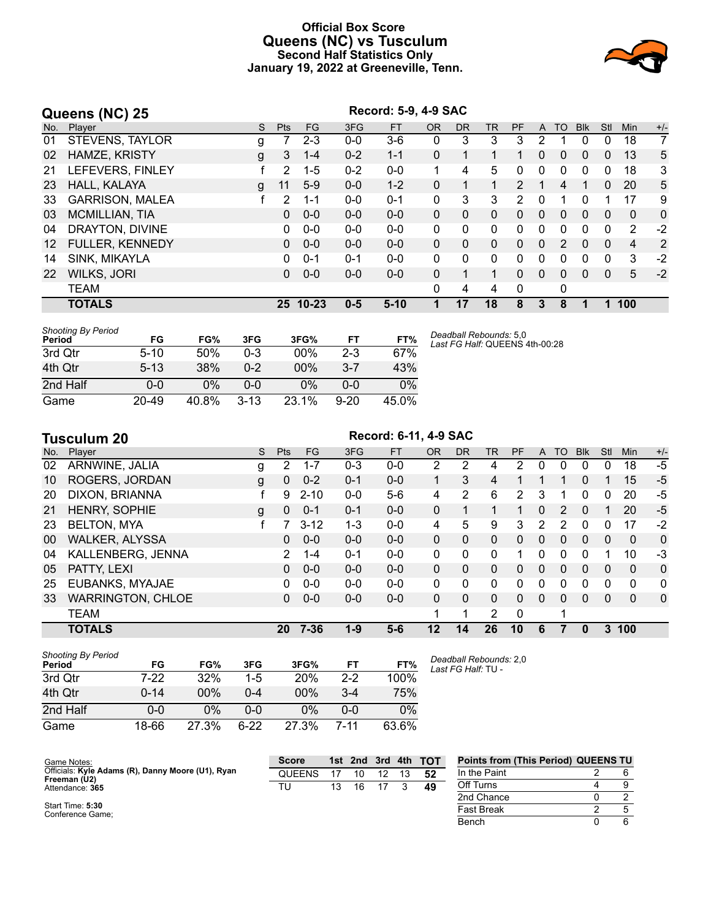# Official Box Score
## Queens (NC) vs Tusculum
### Second Half Statistics Only
### January 19, 2022 at Greeneville, Tenn.

## Queens (NC) 25

**Record: 5-9, 4-9 SAC**

| No. | Player | S | Pts | FG | 3FG | FT | OR | DR | TR | PF | A | TO | Blk | Stl | Min | +/- |
|---|---|---|---|---|---|---|---|---|---|---|---|---|---|---|---|---|
| 01 | STEVENS, TAYLOR | g | 7 | 2-3 | 0-0 | 3-6 | 0 | 3 | 3 | 3 | 2 | 1 | 0 | 0 | 18 | 7 |
| 02 | HAMZE, KRISTY | g | 3 | 1-4 | 0-2 | 1-1 | 0 | 1 | 1 | 1 | 0 | 0 | 0 | 0 | 13 | 5 |
| 21 | LEFEVERS, FINLEY | f | 2 | 1-5 | 0-2 | 0-0 | 1 | 4 | 5 | 0 | 0 | 0 | 0 | 0 | 18 | 3 |
| 23 | HALL, KALAYA | g | 11 | 5-9 | 0-0 | 1-2 | 0 | 1 | 1 | 2 | 1 | 4 | 1 | 0 | 20 | 5 |
| 33 | GARRISON, MALEA | f | 2 | 1-1 | 0-0 | 0-1 | 0 | 3 | 3 | 2 | 0 | 1 | 0 | 1 | 17 | 9 |
| 03 | MCMILLIAN, TIA | | 0 | 0-0 | 0-0 | 0-0 | 0 | 0 | 0 | 0 | 0 | 0 | 0 | 0 | 0 | 0 |
| 04 | DRAYTON, DIVINE | | 0 | 0-0 | 0-0 | 0-0 | 0 | 0 | 0 | 0 | 0 | 0 | 0 | 0 | 2 | -2 |
| 12 | FULLER, KENNEDY | | 0 | 0-0 | 0-0 | 0-0 | 0 | 0 | 0 | 0 | 0 | 2 | 0 | 0 | 4 | 2 |
| 14 | SINK, MIKAYLA | | 0 | 0-1 | 0-1 | 0-0 | 0 | 0 | 0 | 0 | 0 | 0 | 0 | 0 | 3 | -2 |
| 22 | WILKS, JORI | | 0 | 0-0 | 0-0 | 0-0 | 0 | 1 | 1 | 0 | 0 | 0 | 0 | 0 | 5 | -2 |
| | TEAM | | | | | | 0 | 4 | 4 | 0 | | 0 | | | | |
| | **TOTALS** | | **25** | **10-23** | **0-5** | **5-10** | **1** | **17** | **18** | **8** | **3** | **8** | **1** | **1** | **100** | |

*Shooting By Period*

| Period | FG | FG% | 3FG | 3FG% | FT | FT% |
|---|---|---|---|---|---|---|
| 3rd Qtr | 5-10 | 50% | 0-3 | 00% | 2-3 | 67% |
| 4th Qtr | 5-13 | 38% | 0-2 | 00% | 3-7 | 43% |
| 2nd Half | 0-0 | 0% | 0-0 | 0% | 0-0 | 0% |
| Game | 20-49 | 40.8% | 3-13 | 23.1% | 9-20 | 45.0% |

*Deadball Rebounds:* 5,0
*Last FG Half:* QUEENS 4th-00:28

## Tusculum 20

**Record: 6-11, 4-9 SAC**

| No. | Player | S | Pts | FG | 3FG | FT | OR | DR | TR | PF | A | TO | Blk | Stl | Min | +/- |
|---|---|---|---|---|---|---|---|---|---|---|---|---|---|---|---|---|
| 02 | ARNWINE, JALIA | g | 2 | 1-7 | 0-3 | 0-0 | 2 | 2 | 4 | 2 | 0 | 0 | 0 | 0 | 18 | -5 |
| 10 | ROGERS, JORDAN | g | 0 | 0-2 | 0-1 | 0-0 | 1 | 3 | 4 | 1 | 1 | 1 | 0 | 1 | 15 | -5 |
| 20 | DIXON, BRIANNA | f | 9 | 2-10 | 0-0 | 5-6 | 4 | 2 | 6 | 2 | 3 | 1 | 0 | 0 | 20 | -5 |
| 21 | HENRY, SOPHIE | g | 0 | 0-1 | 0-1 | 0-0 | 0 | 1 | 1 | 1 | 0 | 2 | 0 | 1 | 20 | -5 |
| 23 | BELTON, MYA | f | 7 | 3-12 | 1-3 | 0-0 | 4 | 5 | 9 | 3 | 2 | 2 | 0 | 0 | 17 | -2 |
| 00 | WALKER, ALYSSA | | 0 | 0-0 | 0-0 | 0-0 | 0 | 0 | 0 | 0 | 0 | 0 | 0 | 0 | 0 | 0 |
| 04 | KALLENBERG, JENNA | | 2 | 1-4 | 0-1 | 0-0 | 0 | 0 | 0 | 1 | 0 | 0 | 0 | 1 | 10 | -3 |
| 05 | PATTY, LEXI | | 0 | 0-0 | 0-0 | 0-0 | 0 | 0 | 0 | 0 | 0 | 0 | 0 | 0 | 0 | 0 |
| 25 | EUBANKS, MYAJAE | | 0 | 0-0 | 0-0 | 0-0 | 0 | 0 | 0 | 0 | 0 | 0 | 0 | 0 | 0 | 0 |
| 33 | WARRINGTON, CHLOE | | 0 | 0-0 | 0-0 | 0-0 | 0 | 0 | 0 | 0 | 0 | 0 | 0 | 0 | 0 | 0 |
| | TEAM | | | | | | 1 | 1 | 2 | 0 | | 1 | | | | |
| | **TOTALS** | | **20** | **7-36** | **1-9** | **5-6** | **12** | **14** | **26** | **10** | **6** | **7** | **0** | **3** | **100** | |

*Shooting By Period*

| Period | FG | FG% | 3FG | 3FG% | FT | FT% |
|---|---|---|---|---|---|---|
| 3rd Qtr | 7-22 | 32% | 1-5 | 20% | 2-2 | 100% |
| 4th Qtr | 0-14 | 00% | 0-4 | 00% | 3-4 | 75% |
| 2nd Half | 0-0 | 0% | 0-0 | 0% | 0-0 | 0% |
| Game | 18-66 | 27.3% | 6-22 | 27.3% | 7-11 | 63.6% |

*Deadball Rebounds:* 2,0
*Last FG Half:* TU -

Game Notes:
Officials: **Kyle Adams (R), Danny Moore (U1), Ryan Freeman (U2)**
Attendance: **365**

Start Time: **5:30**
Conference Game;

| Score | 1st | 2nd | 3rd | 4th | TOT |
|---|---|---|---|---|---|
| QUEENS | 17 | 10 | 12 | 13 | **52** |
| TU | 13 | 16 | 17 | 3 | **49** |

| Points from (This Period) | QUEENS | TU |
|---|---|---|
| In the Paint | 2 | 6 |
| Off Turns | 4 | 9 |
| 2nd Chance | 0 | 2 |
| Fast Break | 2 | 5 |
| Bench | 0 | 6 |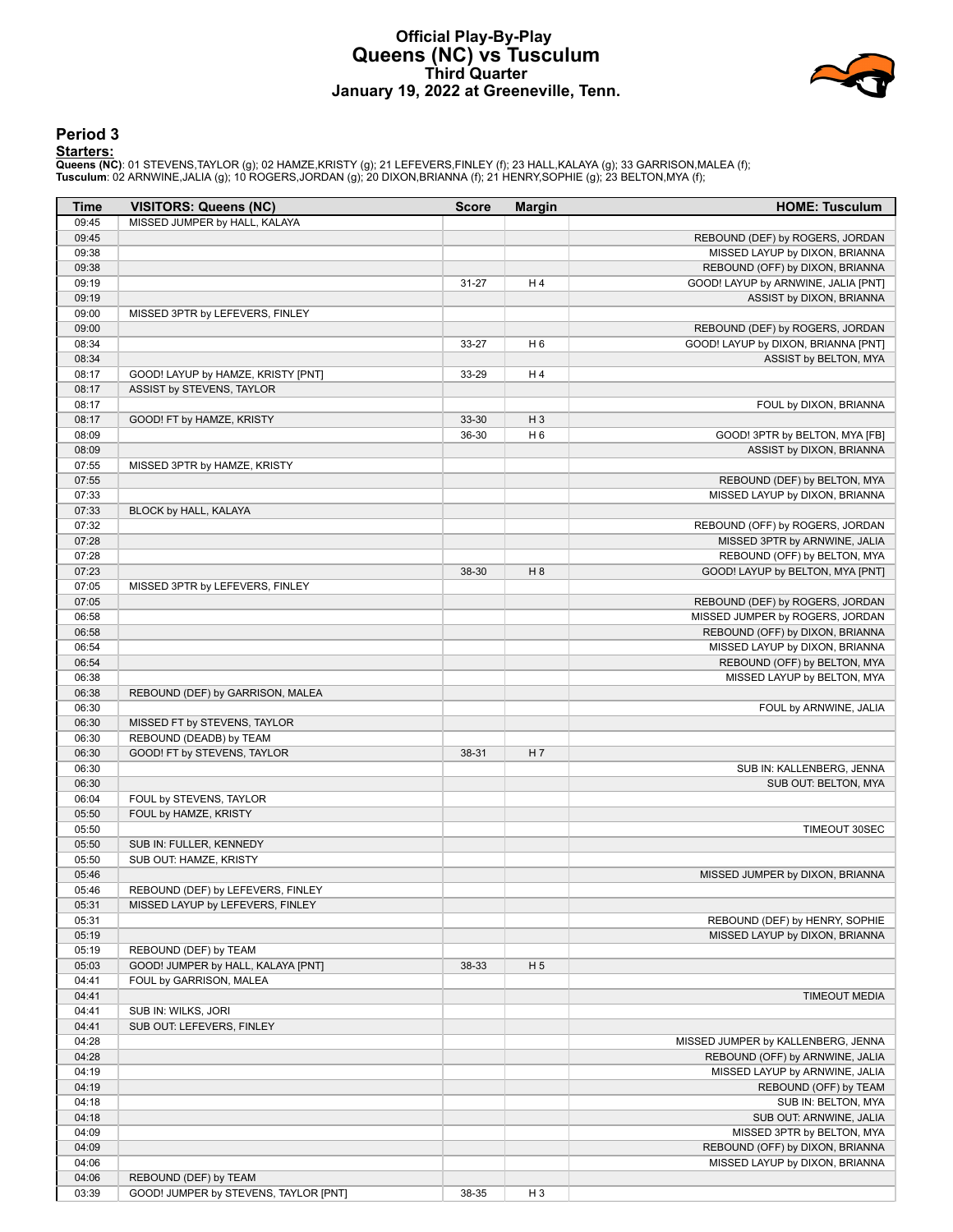# Official Play-By-Play
## Queens (NC) vs Tusculum
### Third Quarter
### January 19, 2022 at Greeneville, Tenn.

## Period 3

**Starters:**

**Queens (NC)**: 01 STEVENS,TAYLOR (g); 02 HAMZE,KRISTY (g); 21 LEFEVERS,FINLEY (f); 23 HALL,KALAYA (g); 33 GARRISON,MALEA (f);
**Tusculum**: 02 ARNWINE,JALIA (g); 10 ROGERS,JORDAN (g); 20 DIXON,BRIANNA (f); 21 HENRY,SOPHIE (g); 23 BELTON,MYA (f);

| Time | VISITORS: Queens (NC) | Score | Margin | HOME: Tusculum |
|---|---|---|---|---|
| 09:45 | MISSED JUMPER by HALL, KALAYA | | | |
| 09:45 | | | | REBOUND (DEF) by ROGERS, JORDAN |
| 09:38 | | | | MISSED LAYUP by DIXON, BRIANNA |
| 09:38 | | | | REBOUND (OFF) by DIXON, BRIANNA |
| 09:19 | | 31-27 | H 4 | GOOD! LAYUP by ARNWINE, JALIA [PNT] |
| 09:19 | | | | ASSIST by DIXON, BRIANNA |
| 09:00 | MISSED 3PTR by LEFEVERS, FINLEY | | | |
| 09:00 | | | | REBOUND (DEF) by ROGERS, JORDAN |
| 08:34 | | 33-27 | H 6 | GOOD! LAYUP by DIXON, BRIANNA [PNT] |
| 08:34 | | | | ASSIST by BELTON, MYA |
| 08:17 | GOOD! LAYUP by HAMZE, KRISTY [PNT] | 33-29 | H 4 | |
| 08:17 | ASSIST by STEVENS, TAYLOR | | | |
| 08:17 | | | | FOUL by DIXON, BRIANNA |
| 08:17 | GOOD! FT by HAMZE, KRISTY | 33-30 | H 3 | |
| 08:09 | | 36-30 | H 6 | GOOD! 3PTR by BELTON, MYA [FB] |
| 08:09 | | | | ASSIST by DIXON, BRIANNA |
| 07:55 | MISSED 3PTR by HAMZE, KRISTY | | | |
| 07:55 | | | | REBOUND (DEF) by BELTON, MYA |
| 07:33 | | | | MISSED LAYUP by DIXON, BRIANNA |
| 07:33 | BLOCK by HALL, KALAYA | | | |
| 07:32 | | | | REBOUND (OFF) by ROGERS, JORDAN |
| 07:28 | | | | MISSED 3PTR by ARNWINE, JALIA |
| 07:28 | | | | REBOUND (OFF) by BELTON, MYA |
| 07:23 | | 38-30 | H 8 | GOOD! LAYUP by BELTON, MYA [PNT] |
| 07:05 | MISSED 3PTR by LEFEVERS, FINLEY | | | |
| 07:05 | | | | REBOUND (DEF) by ROGERS, JORDAN |
| 06:58 | | | | MISSED JUMPER by ROGERS, JORDAN |
| 06:58 | | | | REBOUND (OFF) by DIXON, BRIANNA |
| 06:54 | | | | MISSED LAYUP by DIXON, BRIANNA |
| 06:54 | | | | REBOUND (OFF) by BELTON, MYA |
| 06:38 | | | | MISSED LAYUP by BELTON, MYA |
| 06:38 | REBOUND (DEF) by GARRISON, MALEA | | | |
| 06:30 | | | | FOUL by ARNWINE, JALIA |
| 06:30 | MISSED FT by STEVENS, TAYLOR | | | |
| 06:30 | REBOUND (DEADB) by TEAM | | | |
| 06:30 | GOOD! FT by STEVENS, TAYLOR | 38-31 | H 7 | |
| 06:30 | | | | SUB IN: KALLENBERG, JENNA |
| 06:30 | | | | SUB OUT: BELTON, MYA |
| 06:04 | FOUL by STEVENS, TAYLOR | | | |
| 05:50 | FOUL by HAMZE, KRISTY | | | |
| 05:50 | | | | TIMEOUT 30SEC |
| 05:50 | SUB IN: FULLER, KENNEDY | | | |
| 05:50 | SUB OUT: HAMZE, KRISTY | | | |
| 05:46 | | | | MISSED JUMPER by DIXON, BRIANNA |
| 05:46 | REBOUND (DEF) by LEFEVERS, FINLEY | | | |
| 05:31 | MISSED LAYUP by LEFEVERS, FINLEY | | | |
| 05:31 | | | | REBOUND (DEF) by HENRY, SOPHIE |
| 05:19 | | | | MISSED LAYUP by DIXON, BRIANNA |
| 05:19 | REBOUND (DEF) by TEAM | | | |
| 05:03 | GOOD! JUMPER by HALL, KALAYA [PNT] | 38-33 | H 5 | |
| 04:41 | FOUL by GARRISON, MALEA | | | |
| 04:41 | | | | TIMEOUT MEDIA |
| 04:41 | SUB IN: WILKS, JORI | | | |
| 04:41 | SUB OUT: LEFEVERS, FINLEY | | | |
| 04:28 | | | | MISSED JUMPER by KALLENBERG, JENNA |
| 04:28 | | | | REBOUND (OFF) by ARNWINE, JALIA |
| 04:19 | | | | MISSED LAYUP by ARNWINE, JALIA |
| 04:19 | | | | REBOUND (OFF) by TEAM |
| 04:18 | | | | SUB IN: BELTON, MYA |
| 04:18 | | | | SUB OUT: ARNWINE, JALIA |
| 04:09 | | | | MISSED 3PTR by BELTON, MYA |
| 04:09 | | | | REBOUND (OFF) by DIXON, BRIANNA |
| 04:06 | | | | MISSED LAYUP by DIXON, BRIANNA |
| 04:06 | REBOUND (DEF) by TEAM | | | |
| 03:39 | GOOD! JUMPER by STEVENS, TAYLOR [PNT] | 38-35 | H 3 | |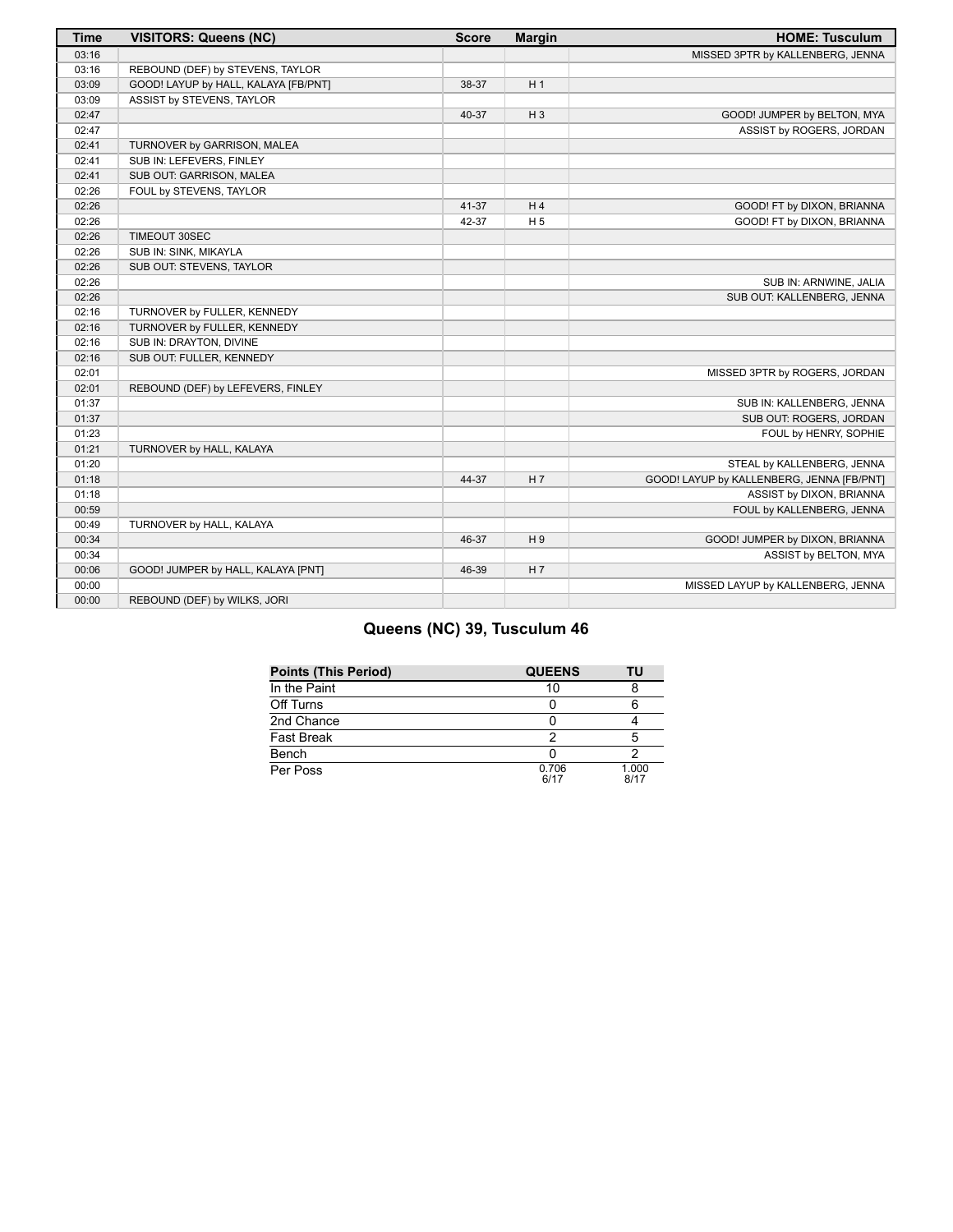| Time | VISITORS: Queens (NC) | Score | Margin | HOME: Tusculum |
|---|---|---|---|---|
| 03:16 | | | | MISSED 3PTR by KALLENBERG, JENNA |
| 03:16 | REBOUND (DEF) by STEVENS, TAYLOR | | | |
| 03:09 | GOOD! LAYUP by HALL, KALAYA [FB/PNT] | 38-37 | H 1 | |
| 03:09 | ASSIST by STEVENS, TAYLOR | | | |
| 02:47 | | 40-37 | H 3 | GOOD! JUMPER by BELTON, MYA |
| 02:47 | | | | ASSIST by ROGERS, JORDAN |
| 02:41 | TURNOVER by GARRISON, MALEA | | | |
| 02:41 | SUB IN: LEFEVERS, FINLEY | | | |
| 02:41 | SUB OUT: GARRISON, MALEA | | | |
| 02:26 | FOUL by STEVENS, TAYLOR | | | |
| 02:26 | | 41-37 | H 4 | GOOD! FT by DIXON, BRIANNA |
| 02:26 | | 42-37 | H 5 | GOOD! FT by DIXON, BRIANNA |
| 02:26 | TIMEOUT 30SEC | | | |
| 02:26 | SUB IN: SINK, MIKAYLA | | | |
| 02:26 | SUB OUT: STEVENS, TAYLOR | | | |
| 02:26 | | | | SUB IN: ARNWINE, JALIA |
| 02:26 | | | | SUB OUT: KALLENBERG, JENNA |
| 02:16 | TURNOVER by FULLER, KENNEDY | | | |
| 02:16 | TURNOVER by FULLER, KENNEDY | | | |
| 02:16 | SUB IN: DRAYTON, DIVINE | | | |
| 02:16 | SUB OUT: FULLER, KENNEDY | | | |
| 02:01 | | | | MISSED 3PTR by ROGERS, JORDAN |
| 02:01 | REBOUND (DEF) by LEFEVERS, FINLEY | | | |
| 01:37 | | | | SUB IN: KALLENBERG, JENNA |
| 01:37 | | | | SUB OUT: ROGERS, JORDAN |
| 01:23 | | | | FOUL by HENRY, SOPHIE |
| 01:21 | TURNOVER by HALL, KALAYA | | | |
| 01:20 | | | | STEAL by KALLENBERG, JENNA |
| 01:18 | | 44-37 | H 7 | GOOD! LAYUP by KALLENBERG, JENNA [FB/PNT] |
| 01:18 | | | | ASSIST by DIXON, BRIANNA |
| 00:59 | | | | FOUL by KALLENBERG, JENNA |
| 00:49 | TURNOVER by HALL, KALAYA | | | |
| 00:34 | | 46-37 | H 9 | GOOD! JUMPER by DIXON, BRIANNA |
| 00:34 | | | | ASSIST by BELTON, MYA |
| 00:06 | GOOD! JUMPER by HALL, KALAYA [PNT] | 46-39 | H 7 | |
| 00:00 | | | | MISSED LAYUP by KALLENBERG, JENNA |
| 00:00 | REBOUND (DEF) by WILKS, JORI | | | |

## Queens (NC) 39, Tusculum 46

| Points (This Period) | QUEENS | TU |
|---|---|---|
| In the Paint | 10 | 8 |
| Off Turns | 0 | 6 |
| 2nd Chance | 0 | 4 |
| Fast Break | 2 | 5 |
| Bench | 0 | 2 |
| Per Poss | 0.706 6/17 | 1.000 8/17 |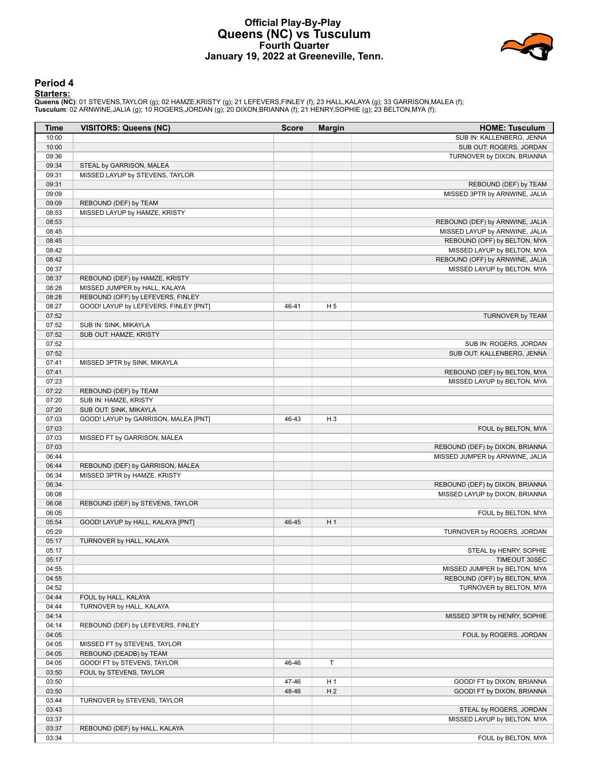# Official Play-By-Play
## Queens (NC) vs Tusculum
### Fourth Quarter
### January 19, 2022 at Greeneville, Tenn.

## Period 4

**Starters:**

**Queens (NC)**: 01 STEVENS,TAYLOR (g); 02 HAMZE,KRISTY (g); 21 LEFEVERS,FINLEY (f); 23 HALL,KALAYA (g); 33 GARRISON,MALEA (f);
**Tusculum**: 02 ARNWINE,JALIA (g); 10 ROGERS,JORDAN (g); 20 DIXON,BRIANNA (f); 21 HENRY,SOPHIE (g); 23 BELTON,MYA (f);

| Time | VISITORS: Queens (NC) | Score | Margin | HOME: Tusculum |
|---|---|---|---|---|
| 10:00 | | | | SUB IN: KALLENBERG, JENNA |
| 10:00 | | | | SUB OUT: ROGERS, JORDAN |
| 09:36 | | | | TURNOVER by DIXON, BRIANNA |
| 09:34 | STEAL by GARRISON, MALEA | | | |
| 09:31 | MISSED LAYUP by STEVENS, TAYLOR | | | |
| 09:31 | | | | REBOUND (DEF) by TEAM |
| 09:09 | | | | MISSED 3PTR by ARNWINE, JALIA |
| 09:09 | REBOUND (DEF) by TEAM | | | |
| 08:53 | MISSED LAYUP by HAMZE, KRISTY | | | |
| 08:53 | | | | REBOUND (DEF) by ARNWINE, JALIA |
| 08:45 | | | | MISSED LAYUP by ARNWINE, JALIA |
| 08:45 | | | | REBOUND (OFF) by BELTON, MYA |
| 08:42 | | | | MISSED LAYUP by BELTON, MYA |
| 08:42 | | | | REBOUND (OFF) by ARNWINE, JALIA |
| 08:37 | | | | MISSED LAYUP by BELTON, MYA |
| 08:37 | REBOUND (DEF) by HAMZE, KRISTY | | | |
| 08:28 | MISSED JUMPER by HALL, KALAYA | | | |
| 08:28 | REBOUND (OFF) by LEFEVERS, FINLEY | | | |
| 08:27 | GOOD! LAYUP by LEFEVERS, FINLEY [PNT] | 46-41 | H 5 | |
| 07:52 | | | | TURNOVER by TEAM |
| 07:52 | SUB IN: SINK, MIKAYLA | | | |
| 07:52 | SUB OUT: HAMZE, KRISTY | | | |
| 07:52 | | | | SUB IN: ROGERS, JORDAN |
| 07:52 | | | | SUB OUT: KALLENBERG, JENNA |
| 07:41 | MISSED 3PTR by SINK, MIKAYLA | | | |
| 07:41 | | | | REBOUND (DEF) by BELTON, MYA |
| 07:23 | | | | MISSED LAYUP by BELTON, MYA |
| 07:22 | REBOUND (DEF) by TEAM | | | |
| 07:20 | SUB IN: HAMZE, KRISTY | | | |
| 07:20 | SUB OUT: SINK, MIKAYLA | | | |
| 07:03 | GOOD! LAYUP by GARRISON, MALEA [PNT] | 46-43 | H 3 | |
| 07:03 | | | | FOUL by BELTON, MYA |
| 07:03 | MISSED FT by GARRISON, MALEA | | | |
| 07:03 | | | | REBOUND (DEF) by DIXON, BRIANNA |
| 06:44 | | | | MISSED JUMPER by ARNWINE, JALIA |
| 06:44 | REBOUND (DEF) by GARRISON, MALEA | | | |
| 06:34 | MISSED 3PTR by HAMZE, KRISTY | | | |
| 06:34 | | | | REBOUND (DEF) by DIXON, BRIANNA |
| 06:08 | | | | MISSED LAYUP by DIXON, BRIANNA |
| 06:08 | REBOUND (DEF) by STEVENS, TAYLOR | | | |
| 06:05 | | | | FOUL by BELTON, MYA |
| 05:54 | GOOD! LAYUP by HALL, KALAYA [PNT] | 46-45 | H 1 | |
| 05:29 | | | | TURNOVER by ROGERS, JORDAN |
| 05:17 | TURNOVER by HALL, KALAYA | | | |
| 05:17 | | | | STEAL by HENRY, SOPHIE |
| 05:17 | | | | TIMEOUT 30SEC |
| 04:55 | | | | MISSED JUMPER by BELTON, MYA |
| 04:55 | | | | REBOUND (OFF) by BELTON, MYA |
| 04:52 | | | | TURNOVER by BELTON, MYA |
| 04:44 | FOUL by HALL, KALAYA | | | |
| 04:44 | TURNOVER by HALL, KALAYA | | | |
| 04:14 | | | | MISSED 3PTR by HENRY, SOPHIE |
| 04:14 | REBOUND (DEF) by LEFEVERS, FINLEY | | | |
| 04:05 | | | | FOUL by ROGERS, JORDAN |
| 04:05 | MISSED FT by STEVENS, TAYLOR | | | |
| 04:05 | REBOUND (DEADB) by TEAM | | | |
| 04:05 | GOOD! FT by STEVENS, TAYLOR | 46-46 | T | |
| 03:50 | FOUL by STEVENS, TAYLOR | | | |
| 03:50 | | 47-46 | H 1 | GOOD! FT by DIXON, BRIANNA |
| 03:50 | | 48-46 | H 2 | GOOD! FT by DIXON, BRIANNA |
| 03:44 | TURNOVER by STEVENS, TAYLOR | | | |
| 03:43 | | | | STEAL by ROGERS, JORDAN |
| 03:37 | | | | MISSED LAYUP by BELTON, MYA |
| 03:37 | REBOUND (DEF) by HALL, KALAYA | | | |
| 03:34 | | | | FOUL by BELTON, MYA |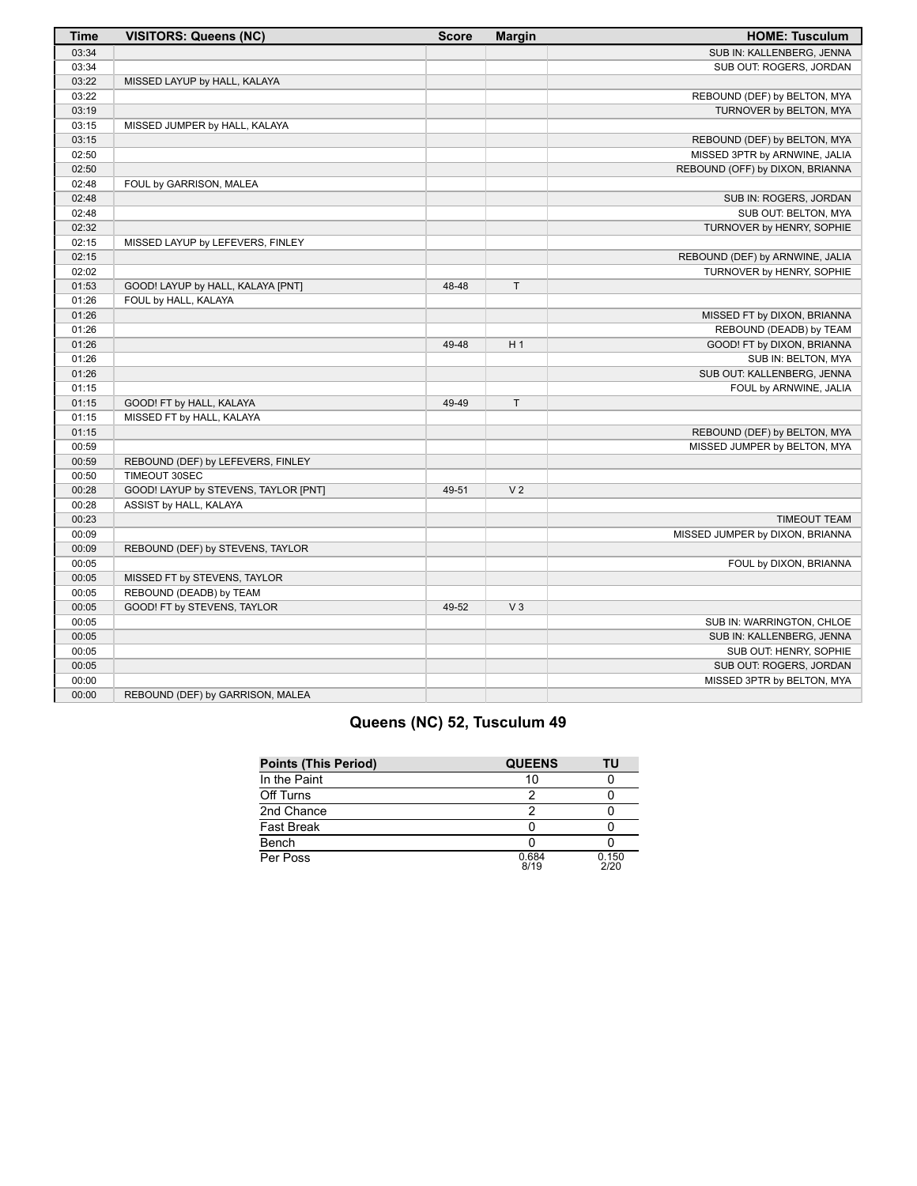| Time | VISITORS: Queens (NC) | Score | Margin | HOME: Tusculum |
| --- | --- | --- | --- | --- |
| 03:34 | | | | SUB IN: KALLENBERG, JENNA |
| 03:34 | | | | SUB OUT: ROGERS, JORDAN |
| 03:22 | MISSED LAYUP by HALL, KALAYA | | | |
| 03:22 | | | | REBOUND (DEF) by BELTON, MYA |
| 03:19 | | | | TURNOVER by BELTON, MYA |
| 03:15 | MISSED JUMPER by HALL, KALAYA | | | |
| 03:15 | | | | REBOUND (DEF) by BELTON, MYA |
| 02:50 | | | | MISSED 3PTR by ARNWINE, JALIA |
| 02:50 | | | | REBOUND (OFF) by DIXON, BRIANNA |
| 02:48 | FOUL by GARRISON, MALEA | | | |
| 02:48 | | | | SUB IN: ROGERS, JORDAN |
| 02:48 | | | | SUB OUT: BELTON, MYA |
| 02:32 | | | | TURNOVER by HENRY, SOPHIE |
| 02:15 | MISSED LAYUP by LEFEVERS, FINLEY | | | |
| 02:15 | | | | REBOUND (DEF) by ARNWINE, JALIA |
| 02:02 | | | | TURNOVER by HENRY, SOPHIE |
| 01:53 | GOOD! LAYUP by HALL, KALAYA [PNT] | 48-48 | T | |
| 01:26 | FOUL by HALL, KALAYA | | | |
| 01:26 | | | | MISSED FT by DIXON, BRIANNA |
| 01:26 | | | | REBOUND (DEADB) by TEAM |
| 01:26 | | 49-48 | H 1 | GOOD! FT by DIXON, BRIANNA |
| 01:26 | | | | SUB IN: BELTON, MYA |
| 01:26 | | | | SUB OUT: KALLENBERG, JENNA |
| 01:15 | | | | FOUL by ARNWINE, JALIA |
| 01:15 | GOOD! FT by HALL, KALAYA | 49-49 | T | |
| 01:15 | MISSED FT by HALL, KALAYA | | | |
| 01:15 | | | | REBOUND (DEF) by BELTON, MYA |
| 00:59 | | | | MISSED JUMPER by BELTON, MYA |
| 00:59 | REBOUND (DEF) by LEFEVERS, FINLEY | | | |
| 00:50 | TIMEOUT 30SEC | | | |
| 00:28 | GOOD! LAYUP by STEVENS, TAYLOR [PNT] | 49-51 | V 2 | |
| 00:28 | ASSIST by HALL, KALAYA | | | |
| 00:23 | | | | TIMEOUT TEAM |
| 00:09 | | | | MISSED JUMPER by DIXON, BRIANNA |
| 00:09 | REBOUND (DEF) by STEVENS, TAYLOR | | | |
| 00:05 | | | | FOUL by DIXON, BRIANNA |
| 00:05 | MISSED FT by STEVENS, TAYLOR | | | |
| 00:05 | REBOUND (DEADB) by TEAM | | | |
| 00:05 | GOOD! FT by STEVENS, TAYLOR | 49-52 | V 3 | |
| 00:05 | | | | SUB IN: WARRINGTON, CHLOE |
| 00:05 | | | | SUB IN: KALLENBERG, JENNA |
| 00:05 | | | | SUB OUT: HENRY, SOPHIE |
| 00:05 | | | | SUB OUT: ROGERS, JORDAN |
| 00:00 | | | | MISSED 3PTR by BELTON, MYA |
| 00:00 | REBOUND (DEF) by GARRISON, MALEA | | | |

## Queens (NC) 52, Tusculum 49

| Points (This Period) | QUEENS | TU |
| --- | --- | --- |
| In the Paint | 10 | 0 |
| Off Turns | 2 | 0 |
| 2nd Chance | 2 | 0 |
| Fast Break | 0 | 0 |
| Bench | 0 | 0 |
| Per Poss | 0.684 8/19 | 0.150 2/20 |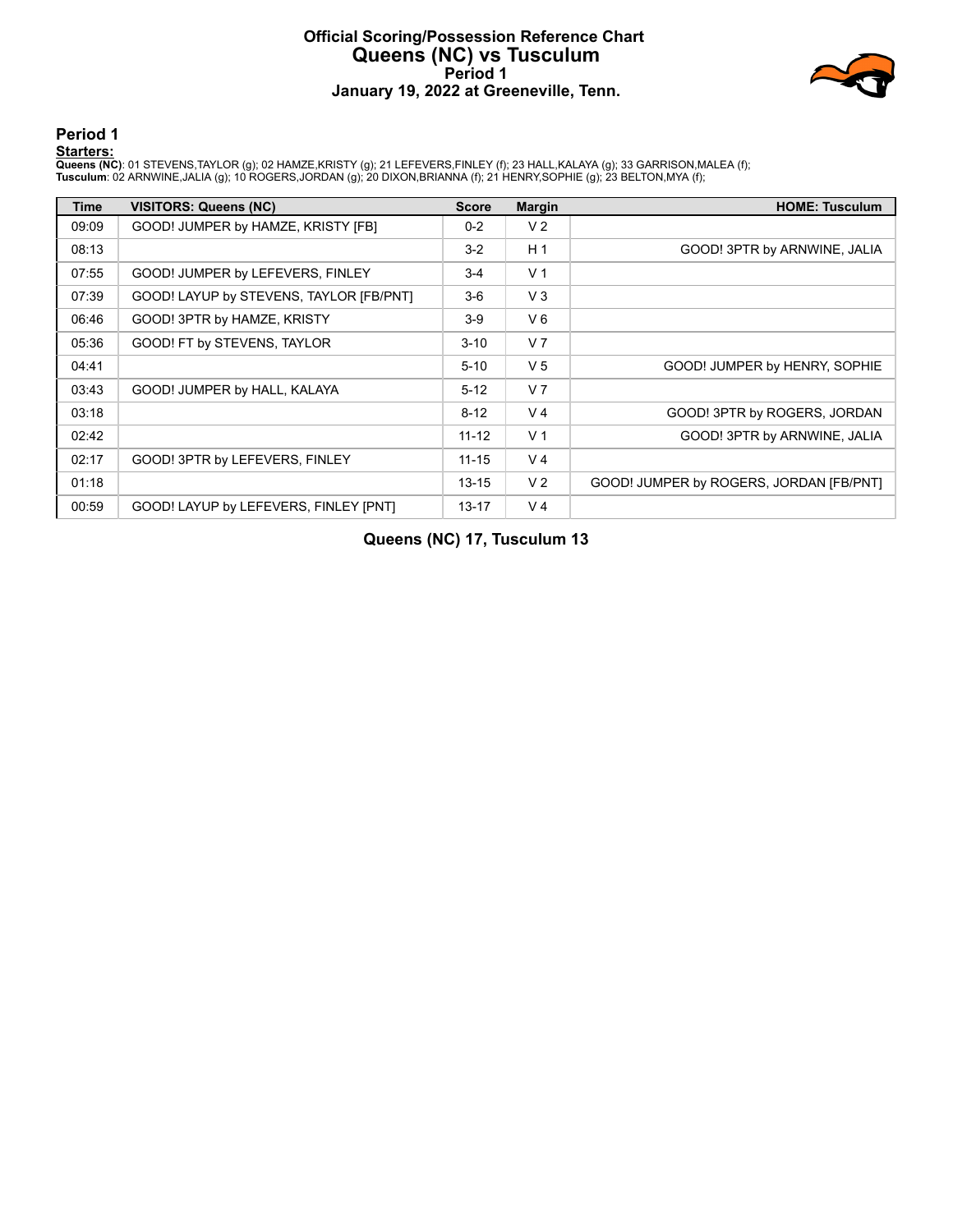# Official Scoring/Possession Reference Chart
# Queens (NC) vs Tusculum
## Period 1
## January 19, 2022 at Greeneville, Tenn.

### Period 1

**Starters:**

**Queens (NC)**: 01 STEVENS,TAYLOR (g); 02 HAMZE,KRISTY (g); 21 LEFEVERS,FINLEY (f); 23 HALL,KALAYA (g); 33 GARRISON,MALEA (f);
**Tusculum**: 02 ARNWINE,JALIA (g); 10 ROGERS,JORDAN (g); 20 DIXON,BRIANNA (f); 21 HENRY,SOPHIE (g); 23 BELTON,MYA (f);

| Time | VISITORS: Queens (NC) | Score | Margin | HOME: Tusculum |
|---|---|---|---|---|
| 09:09 | GOOD! JUMPER by HAMZE, KRISTY [FB] | 0-2 | V 2 | |
| 08:13 | | 3-2 | H 1 | GOOD! 3PTR by ARNWINE, JALIA |
| 07:55 | GOOD! JUMPER by LEFEVERS, FINLEY | 3-4 | V 1 | |
| 07:39 | GOOD! LAYUP by STEVENS, TAYLOR [FB/PNT] | 3-6 | V 3 | |
| 06:46 | GOOD! 3PTR by HAMZE, KRISTY | 3-9 | V 6 | |
| 05:36 | GOOD! FT by STEVENS, TAYLOR | 3-10 | V 7 | |
| 04:41 | | 5-10 | V 5 | GOOD! JUMPER by HENRY, SOPHIE |
| 03:43 | GOOD! JUMPER by HALL, KALAYA | 5-12 | V 7 | |
| 03:18 | | 8-12 | V 4 | GOOD! 3PTR by ROGERS, JORDAN |
| 02:42 | | 11-12 | V 1 | GOOD! 3PTR by ARNWINE, JALIA |
| 02:17 | GOOD! 3PTR by LEFEVERS, FINLEY | 11-15 | V 4 | |
| 01:18 | | 13-15 | V 2 | GOOD! JUMPER by ROGERS, JORDAN [FB/PNT] |
| 00:59 | GOOD! LAYUP by LEFEVERS, FINLEY [PNT] | 13-17 | V 4 | |

**Queens (NC) 17, Tusculum 13**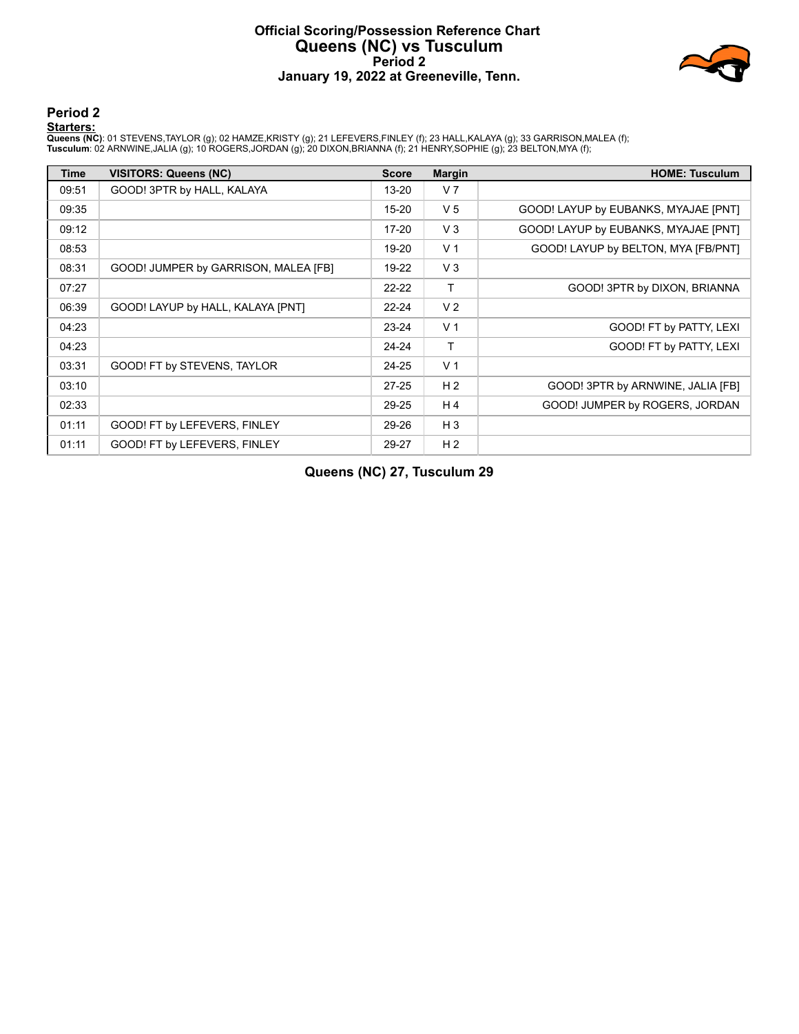# Official Scoring/Possession Reference Chart
## Queens (NC) vs Tusculum
### Period 2
### January 19, 2022 at Greeneville, Tenn.

## Period 2

**Starters:**

**Queens (NC)**: 01 STEVENS,TAYLOR (g); 02 HAMZE,KRISTY (g); 21 LEFEVERS,FINLEY (f); 23 HALL,KALAYA (g); 33 GARRISON,MALEA (f);
**Tusculum**: 02 ARNWINE,JALIA (g); 10 ROGERS,JORDAN (g); 20 DIXON,BRIANNA (f); 21 HENRY,SOPHIE (g); 23 BELTON,MYA (f);

| Time | VISITORS: Queens (NC) | Score | Margin | HOME: Tusculum |
|---|---|---|---|---|
| 09:51 | GOOD! 3PTR by HALL, KALAYA | 13-20 | V 7 | |
| 09:35 | | 15-20 | V 5 | GOOD! LAYUP by EUBANKS, MYAJAE [PNT] |
| 09:12 | | 17-20 | V 3 | GOOD! LAYUP by EUBANKS, MYAJAE [PNT] |
| 08:53 | | 19-20 | V 1 | GOOD! LAYUP by BELTON, MYA [FB/PNT] |
| 08:31 | GOOD! JUMPER by GARRISON, MALEA [FB] | 19-22 | V 3 | |
| 07:27 | | 22-22 | T | GOOD! 3PTR by DIXON, BRIANNA |
| 06:39 | GOOD! LAYUP by HALL, KALAYA [PNT] | 22-24 | V 2 | |
| 04:23 | | 23-24 | V 1 | GOOD! FT by PATTY, LEXI |
| 04:23 | | 24-24 | T | GOOD! FT by PATTY, LEXI |
| 03:31 | GOOD! FT by STEVENS, TAYLOR | 24-25 | V 1 | |
| 03:10 | | 27-25 | H 2 | GOOD! 3PTR by ARNWINE, JALIA [FB] |
| 02:33 | | 29-25 | H 4 | GOOD! JUMPER by ROGERS, JORDAN |
| 01:11 | GOOD! FT by LEFEVERS, FINLEY | 29-26 | H 3 | |
| 01:11 | GOOD! FT by LEFEVERS, FINLEY | 29-27 | H 2 | |

**Queens (NC) 27, Tusculum 29**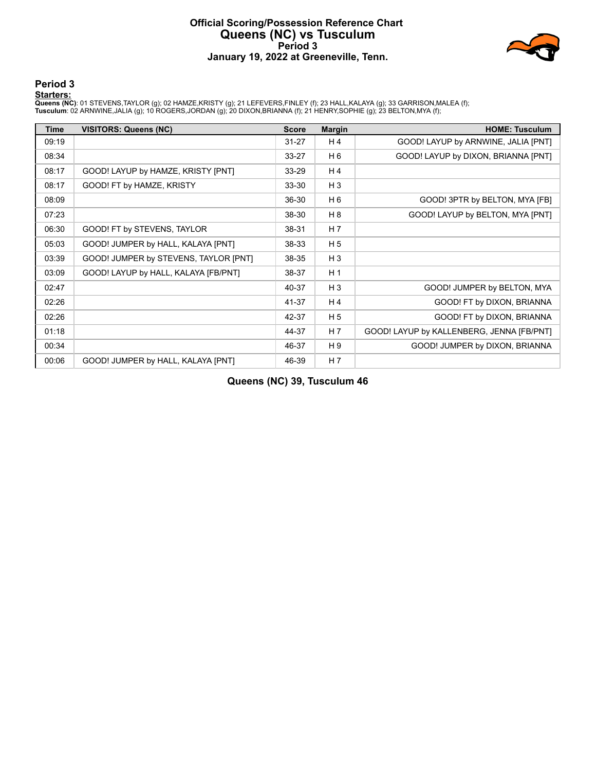# Official Scoring/Possession Reference Chart
## Queens (NC) vs Tusculum
### Period 3
### January 19, 2022 at Greeneville, Tenn.

## Period 3

**Starters:**

**Queens (NC)**: 01 STEVENS,TAYLOR (g); 02 HAMZE,KRISTY (g); 21 LEFEVERS,FINLEY (f); 23 HALL,KALAYA (g); 33 GARRISON,MALEA (f);
**Tusculum**: 02 ARNWINE,JALIA (g); 10 ROGERS,JORDAN (g); 20 DIXON,BRIANNA (f); 21 HENRY,SOPHIE (g); 23 BELTON,MYA (f);

| Time | VISITORS: Queens (NC) | Score | Margin | HOME: Tusculum |
|---|---|---|---|---|
| 09:19 | | 31-27 | H 4 | GOOD! LAYUP by ARNWINE, JALIA [PNT] |
| 08:34 | | 33-27 | H 6 | GOOD! LAYUP by DIXON, BRIANNA [PNT] |
| 08:17 | GOOD! LAYUP by HAMZE, KRISTY [PNT] | 33-29 | H 4 | |
| 08:17 | GOOD! FT by HAMZE, KRISTY | 33-30 | H 3 | |
| 08:09 | | 36-30 | H 6 | GOOD! 3PTR by BELTON, MYA [FB] |
| 07:23 | | 38-30 | H 8 | GOOD! LAYUP by BELTON, MYA [PNT] |
| 06:30 | GOOD! FT by STEVENS, TAYLOR | 38-31 | H 7 | |
| 05:03 | GOOD! JUMPER by HALL, KALAYA [PNT] | 38-33 | H 5 | |
| 03:39 | GOOD! JUMPER by STEVENS, TAYLOR [PNT] | 38-35 | H 3 | |
| 03:09 | GOOD! LAYUP by HALL, KALAYA [FB/PNT] | 38-37 | H 1 | |
| 02:47 | | 40-37 | H 3 | GOOD! JUMPER by BELTON, MYA |
| 02:26 | | 41-37 | H 4 | GOOD! FT by DIXON, BRIANNA |
| 02:26 | | 42-37 | H 5 | GOOD! FT by DIXON, BRIANNA |
| 01:18 | | 44-37 | H 7 | GOOD! LAYUP by KALLENBERG, JENNA [FB/PNT] |
| 00:34 | | 46-37 | H 9 | GOOD! JUMPER by DIXON, BRIANNA |
| 00:06 | GOOD! JUMPER by HALL, KALAYA [PNT] | 46-39 | H 7 | |

**Queens (NC) 39, Tusculum 46**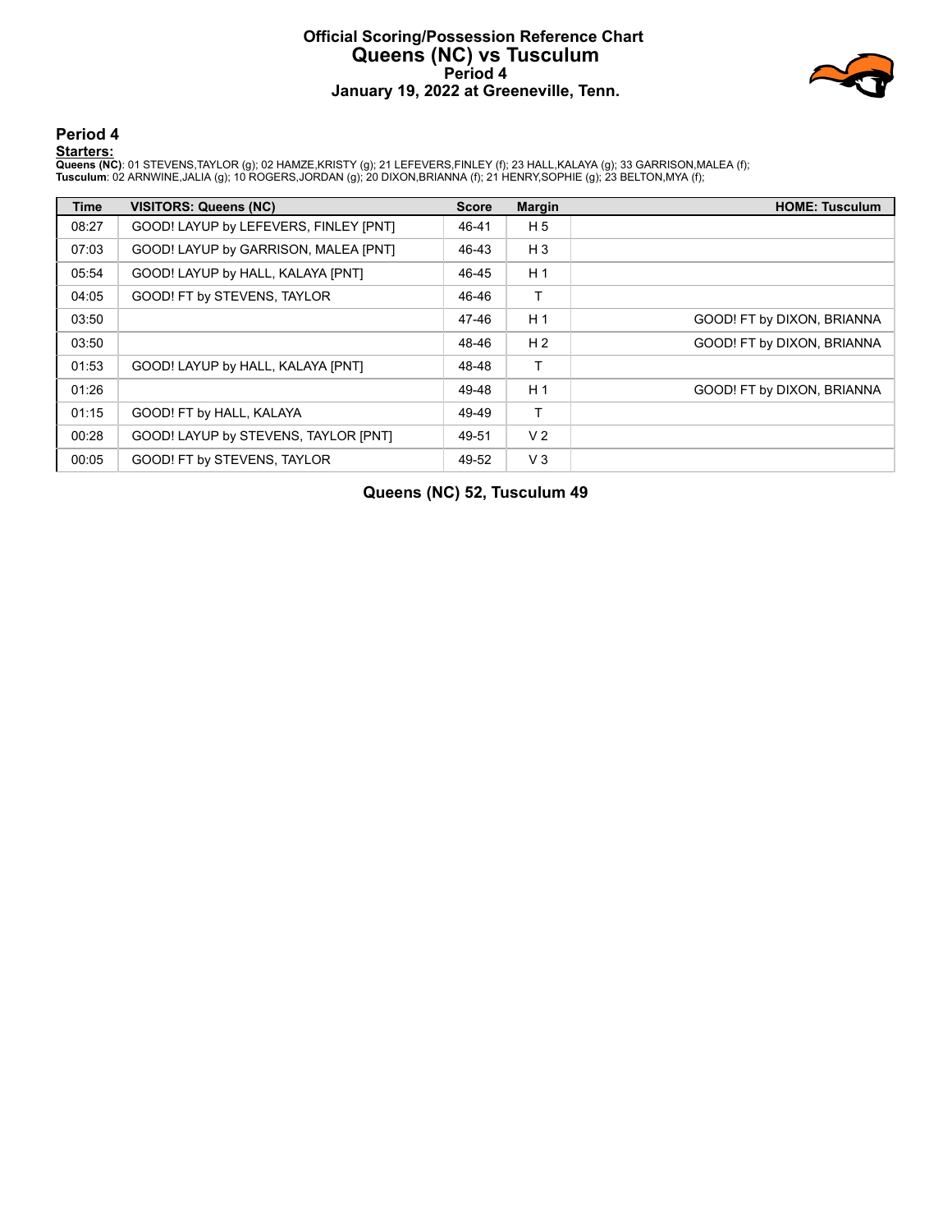# Official Scoring/Possession Reference Chart
## Queens (NC) vs Tusculum
### Period 4
### January 19, 2022 at Greeneville, Tenn.

## Period 4

**Starters:**

**Queens (NC)**: 01 STEVENS,TAYLOR (g); 02 HAMZE,KRISTY (g); 21 LEFEVERS,FINLEY (f); 23 HALL,KALAYA (g); 33 GARRISON,MALEA (f);
**Tusculum**: 02 ARNWINE,JALIA (g); 10 ROGERS,JORDAN (g); 20 DIXON,BRIANNA (f); 21 HENRY,SOPHIE (g); 23 BELTON,MYA (f);

| Time | VISITORS: Queens (NC) | Score | Margin | HOME: Tusculum |
|---|---|---|---|---|
| 08:27 | GOOD! LAYUP by LEFEVERS, FINLEY [PNT] | 46-41 | H 5 | |
| 07:03 | GOOD! LAYUP by GARRISON, MALEA [PNT] | 46-43 | H 3 | |
| 05:54 | GOOD! LAYUP by HALL, KALAYA [PNT] | 46-45 | H 1 | |
| 04:05 | GOOD! FT by STEVENS, TAYLOR | 46-46 | T | |
| 03:50 | | 47-46 | H 1 | GOOD! FT by DIXON, BRIANNA |
| 03:50 | | 48-46 | H 2 | GOOD! FT by DIXON, BRIANNA |
| 01:53 | GOOD! LAYUP by HALL, KALAYA [PNT] | 48-48 | T | |
| 01:26 | | 49-48 | H 1 | GOOD! FT by DIXON, BRIANNA |
| 01:15 | GOOD! FT by HALL, KALAYA | 49-49 | T | |
| 00:28 | GOOD! LAYUP by STEVENS, TAYLOR [PNT] | 49-51 | V 2 | |
| 00:05 | GOOD! FT by STEVENS, TAYLOR | 49-52 | V 3 | |

**Queens (NC) 52, Tusculum 49**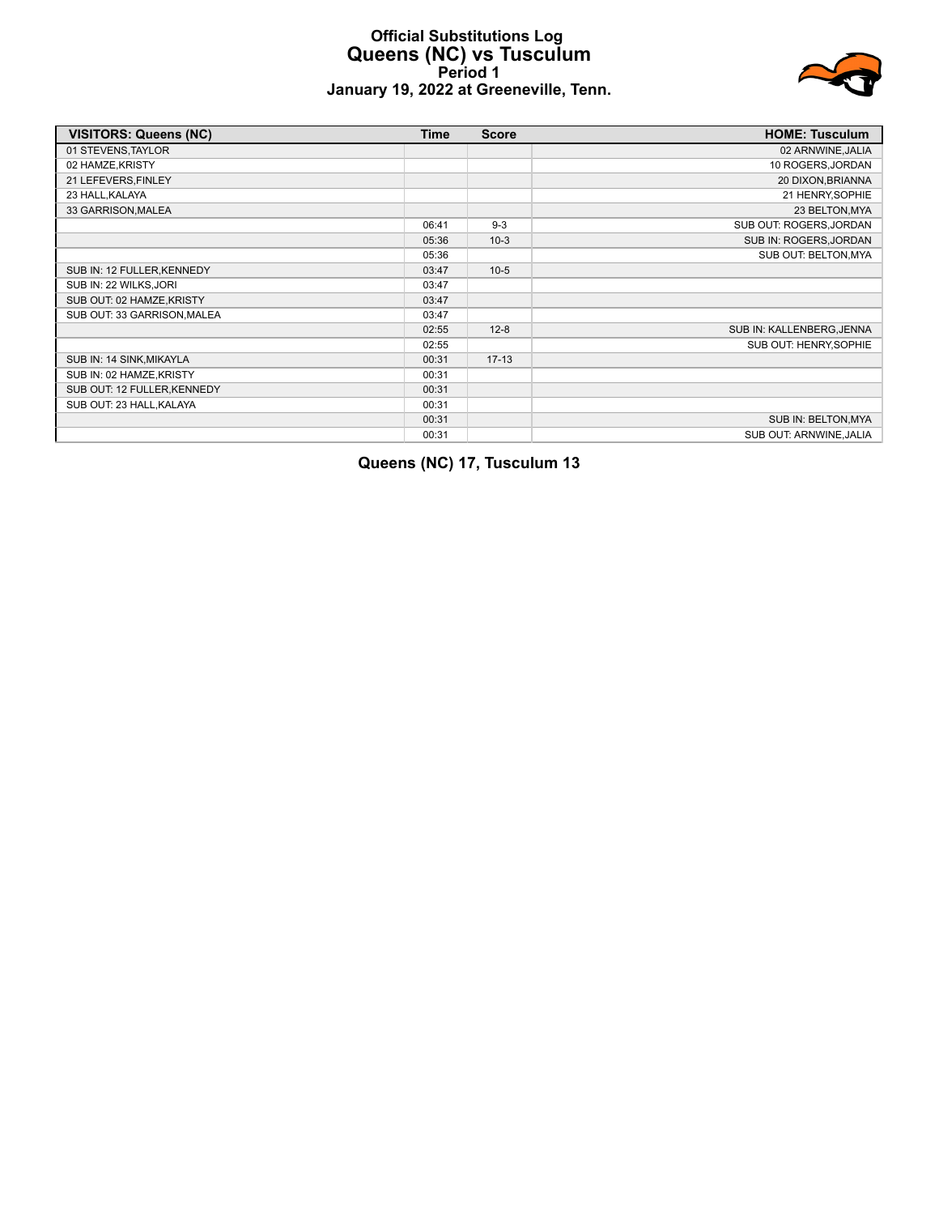# Official Substitutions Log
## Queens (NC) vs Tusculum
### Period 1
### January 19, 2022 at Greeneville, Tenn.

| VISITORS: Queens (NC) | Time | Score | HOME: Tusculum |
|---|---|---|---|
| 01 STEVENS,TAYLOR | | | 02 ARNWINE,JALIA |
| 02 HAMZE,KRISTY | | | 10 ROGERS,JORDAN |
| 21 LEFEVERS,FINLEY | | | 20 DIXON,BRIANNA |
| 23 HALL,KALAYA | | | 21 HENRY,SOPHIE |
| 33 GARRISON,MALEA | | | 23 BELTON,MYA |
| | 06:41 | 9-3 | SUB OUT: ROGERS,JORDAN |
| | 05:36 | 10-3 | SUB IN: ROGERS,JORDAN |
| | 05:36 | | SUB OUT: BELTON,MYA |
| SUB IN: 12 FULLER,KENNEDY | 03:47 | 10-5 | |
| SUB IN: 22 WILKS,JORI | 03:47 | | |
| SUB OUT: 02 HAMZE,KRISTY | 03:47 | | |
| SUB OUT: 33 GARRISON,MALEA | 03:47 | | |
| | 02:55 | 12-8 | SUB IN: KALLENBERG,JENNA |
| | 02:55 | | SUB OUT: HENRY,SOPHIE |
| SUB IN: 14 SINK,MIKAYLA | 00:31 | 17-13 | |
| SUB IN: 02 HAMZE,KRISTY | 00:31 | | |
| SUB OUT: 12 FULLER,KENNEDY | 00:31 | | |
| SUB OUT: 23 HALL,KALAYA | 00:31 | | |
| | 00:31 | | SUB IN: BELTON,MYA |
| | 00:31 | | SUB OUT: ARNWINE,JALIA |

**Queens (NC) 17, Tusculum 13**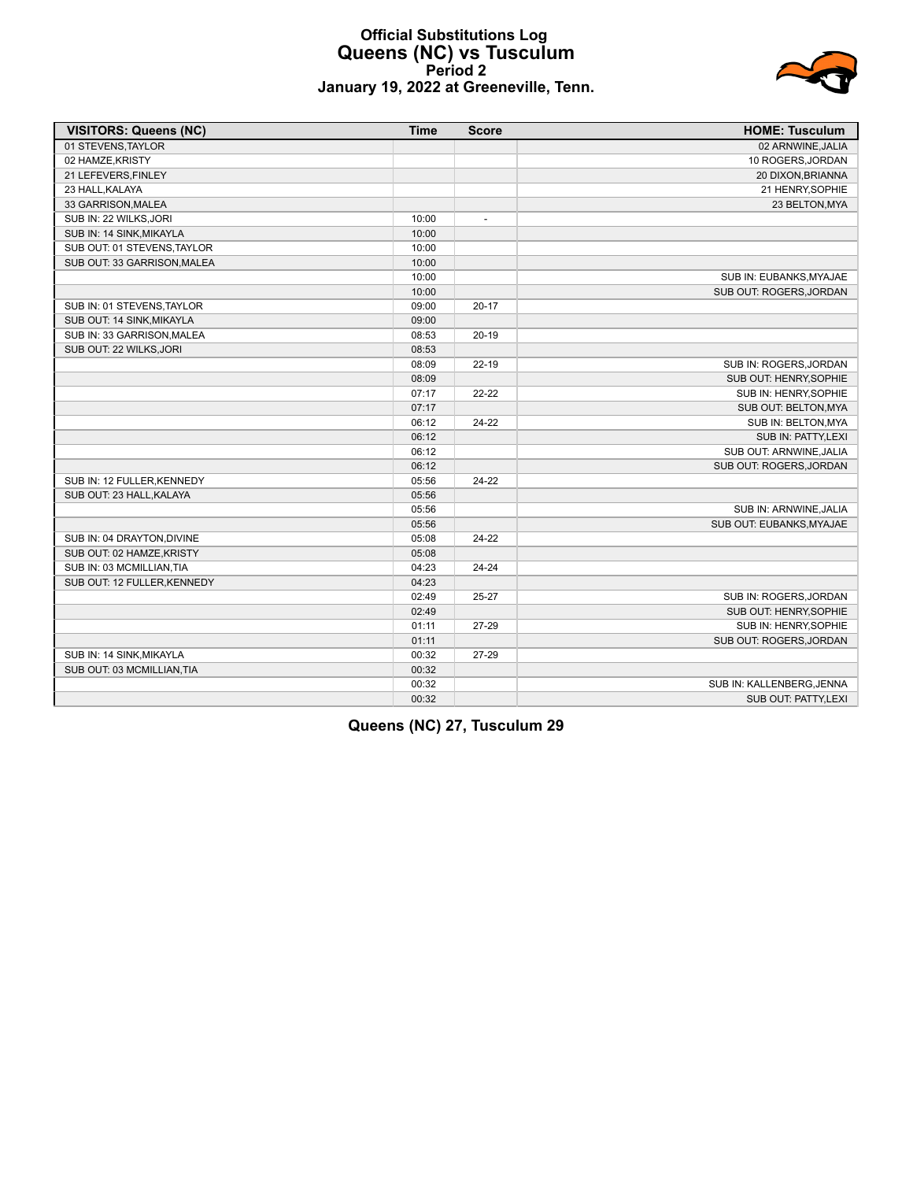# Official Substitutions Log
## Queens (NC) vs Tusculum
### Period 2
### January 19, 2022 at Greeneville, Tenn.

| VISITORS: Queens (NC) | Time | Score | HOME: Tusculum |
|---|---|---|---|
| 01 STEVENS,TAYLOR | | | 02 ARNWINE,JALIA |
| 02 HAMZE,KRISTY | | | 10 ROGERS,JORDAN |
| 21 LEFEVERS,FINLEY | | | 20 DIXON,BRIANNA |
| 23 HALL,KALAYA | | | 21 HENRY,SOPHIE |
| 33 GARRISON,MALEA | | | 23 BELTON,MYA |
| SUB IN: 22 WILKS,JORI | 10:00 | - | |
| SUB IN: 14 SINK,MIKAYLA | 10:00 | | |
| SUB OUT: 01 STEVENS,TAYLOR | 10:00 | | |
| SUB OUT: 33 GARRISON,MALEA | 10:00 | | |
| | 10:00 | | SUB IN: EUBANKS,MYAJAE |
| | 10:00 | | SUB OUT: ROGERS,JORDAN |
| SUB IN: 01 STEVENS,TAYLOR | 09:00 | 20-17 | |
| SUB OUT: 14 SINK,MIKAYLA | 09:00 | | |
| SUB IN: 33 GARRISON,MALEA | 08:53 | 20-19 | |
| SUB OUT: 22 WILKS,JORI | 08:53 | | |
| | 08:09 | 22-19 | SUB IN: ROGERS,JORDAN |
| | 08:09 | | SUB OUT: HENRY,SOPHIE |
| | 07:17 | 22-22 | SUB IN: HENRY,SOPHIE |
| | 07:17 | | SUB OUT: BELTON,MYA |
| | 06:12 | 24-22 | SUB IN: BELTON,MYA |
| | 06:12 | | SUB IN: PATTY,LEXI |
| | 06:12 | | SUB OUT: ARNWINE,JALIA |
| | 06:12 | | SUB OUT: ROGERS,JORDAN |
| SUB IN: 12 FULLER,KENNEDY | 05:56 | 24-22 | |
| SUB OUT: 23 HALL,KALAYA | 05:56 | | |
| | 05:56 | | SUB IN: ARNWINE,JALIA |
| | 05:56 | | SUB OUT: EUBANKS,MYAJAE |
| SUB IN: 04 DRAYTON,DIVINE | 05:08 | 24-22 | |
| SUB OUT: 02 HAMZE,KRISTY | 05:08 | | |
| SUB IN: 03 MCMILLIAN,TIA | 04:23 | 24-24 | |
| SUB OUT: 12 FULLER,KENNEDY | 04:23 | | |
| | 02:49 | 25-27 | SUB IN: ROGERS,JORDAN |
| | 02:49 | | SUB OUT: HENRY,SOPHIE |
| | 01:11 | 27-29 | SUB IN: HENRY,SOPHIE |
| | 01:11 | | SUB OUT: ROGERS,JORDAN |
| SUB IN: 14 SINK,MIKAYLA | 00:32 | 27-29 | |
| SUB OUT: 03 MCMILLIAN,TIA | 00:32 | | |
| | 00:32 | | SUB IN: KALLENBERG,JENNA |
| | 00:32 | | SUB OUT: PATTY,LEXI |

**Queens (NC) 27, Tusculum 29**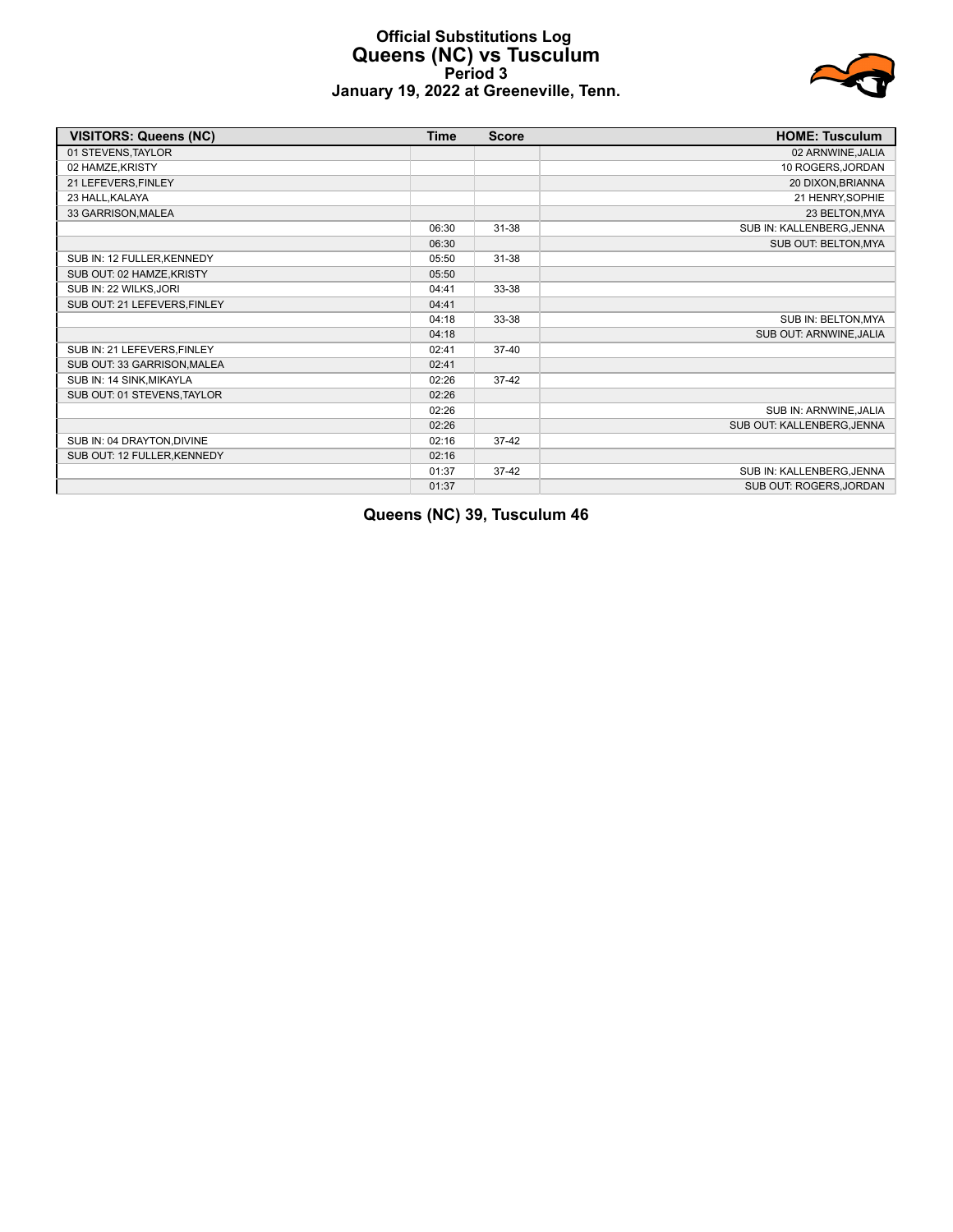# Official Substitutions Log
## Queens (NC) vs Tusculum
### Period 3
### January 19, 2022 at Greeneville, Tenn.

| VISITORS: Queens (NC) | Time | Score | HOME: Tusculum |
|---|---|---|---|
| 01 STEVENS,TAYLOR | | | 02 ARNWINE,JALIA |
| 02 HAMZE,KRISTY | | | 10 ROGERS,JORDAN |
| 21 LEFEVERS,FINLEY | | | 20 DIXON,BRIANNA |
| 23 HALL,KALAYA | | | 21 HENRY,SOPHIE |
| 33 GARRISON,MALEA | | | 23 BELTON,MYA |
| | 06:30 | 31-38 | SUB IN: KALLENBERG,JENNA |
| | 06:30 | | SUB OUT: BELTON,MYA |
| SUB IN: 12 FULLER,KENNEDY | 05:50 | 31-38 | |
| SUB OUT: 02 HAMZE,KRISTY | 05:50 | | |
| SUB IN: 22 WILKS,JORI | 04:41 | 33-38 | |
| SUB OUT: 21 LEFEVERS,FINLEY | 04:41 | | |
| | 04:18 | 33-38 | SUB IN: BELTON,MYA |
| | 04:18 | | SUB OUT: ARNWINE,JALIA |
| SUB IN: 21 LEFEVERS,FINLEY | 02:41 | 37-40 | |
| SUB OUT: 33 GARRISON,MALEA | 02:41 | | |
| SUB IN: 14 SINK,MIKAYLA | 02:26 | 37-42 | |
| SUB OUT: 01 STEVENS,TAYLOR | 02:26 | | |
| | 02:26 | | SUB IN: ARNWINE,JALIA |
| | 02:26 | | SUB OUT: KALLENBERG,JENNA |
| SUB IN: 04 DRAYTON,DIVINE | 02:16 | 37-42 | |
| SUB OUT: 12 FULLER,KENNEDY | 02:16 | | |
| | 01:37 | 37-42 | SUB IN: KALLENBERG,JENNA |
| | 01:37 | | SUB OUT: ROGERS,JORDAN |

**Queens (NC) 39, Tusculum 46**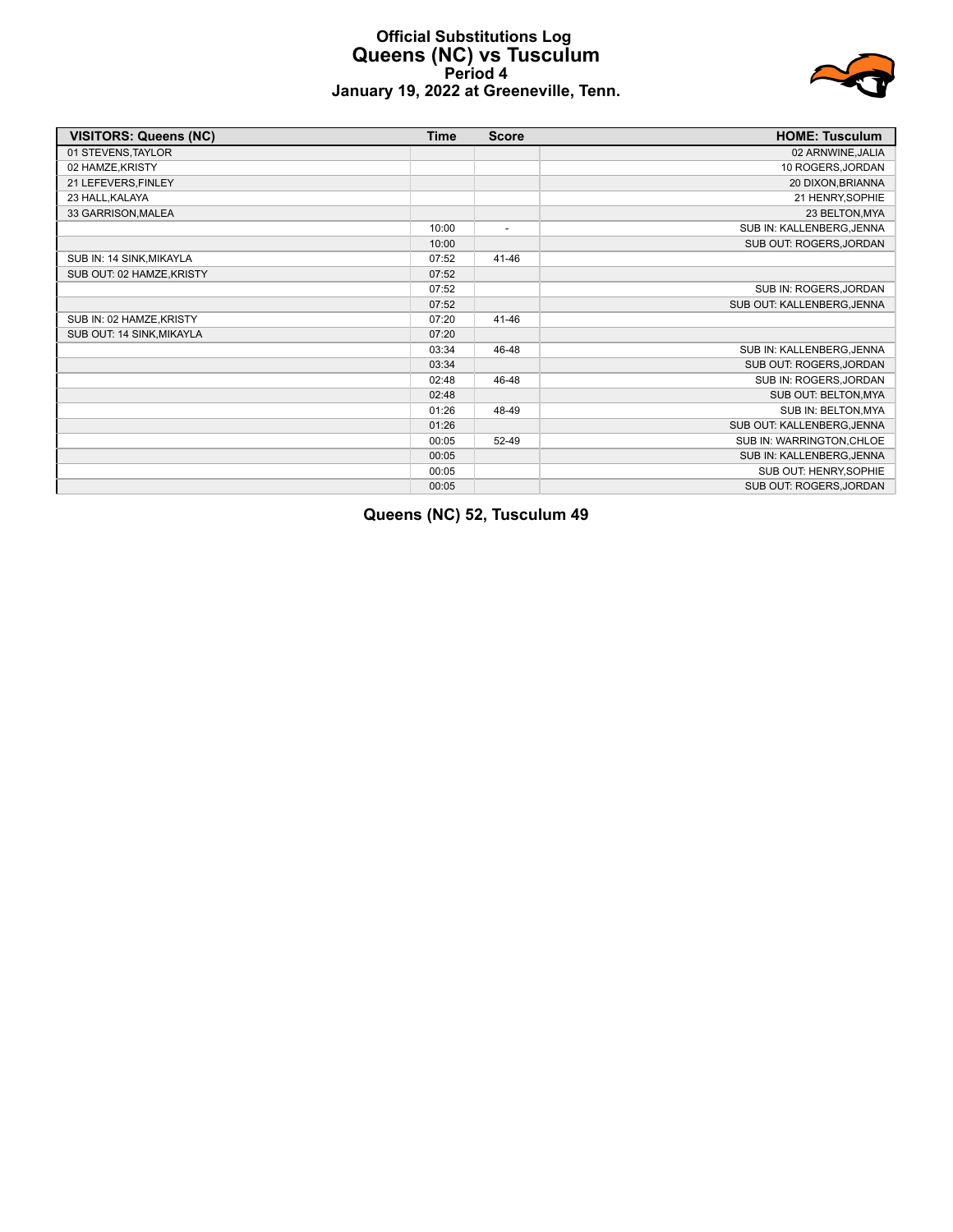# Official Substitutions Log
## Queens (NC) vs Tusculum
### Period 4
### January 19, 2022 at Greeneville, Tenn.

| VISITORS: Queens (NC) | Time | Score | HOME: Tusculum |
|---|---|---|---|
| 01 STEVENS,TAYLOR | | | 02 ARNWINE,JALIA |
| 02 HAMZE,KRISTY | | | 10 ROGERS,JORDAN |
| 21 LEFEVERS,FINLEY | | | 20 DIXON,BRIANNA |
| 23 HALL,KALAYA | | | 21 HENRY,SOPHIE |
| 33 GARRISON,MALEA | | | 23 BELTON,MYA |
| | 10:00 | - | SUB IN: KALLENBERG,JENNA |
| | 10:00 | | SUB OUT: ROGERS,JORDAN |
| SUB IN: 14 SINK,MIKAYLA | 07:52 | 41-46 | |
| SUB OUT: 02 HAMZE,KRISTY | 07:52 | | |
| | 07:52 | | SUB IN: ROGERS,JORDAN |
| | 07:52 | | SUB OUT: KALLENBERG,JENNA |
| SUB IN: 02 HAMZE,KRISTY | 07:20 | 41-46 | |
| SUB OUT: 14 SINK,MIKAYLA | 07:20 | | |
| | 03:34 | 46-48 | SUB IN: KALLENBERG,JENNA |
| | 03:34 | | SUB OUT: ROGERS,JORDAN |
| | 02:48 | 46-48 | SUB IN: ROGERS,JORDAN |
| | 02:48 | | SUB OUT: BELTON,MYA |
| | 01:26 | 48-49 | SUB IN: BELTON,MYA |
| | 01:26 | | SUB OUT: KALLENBERG,JENNA |
| | 00:05 | 52-49 | SUB IN: WARRINGTON,CHLOE |
| | 00:05 | | SUB IN: KALLENBERG,JENNA |
| | 00:05 | | SUB OUT: HENRY,SOPHIE |
| | 00:05 | | SUB OUT: ROGERS,JORDAN |

**Queens (NC) 52, Tusculum 49**